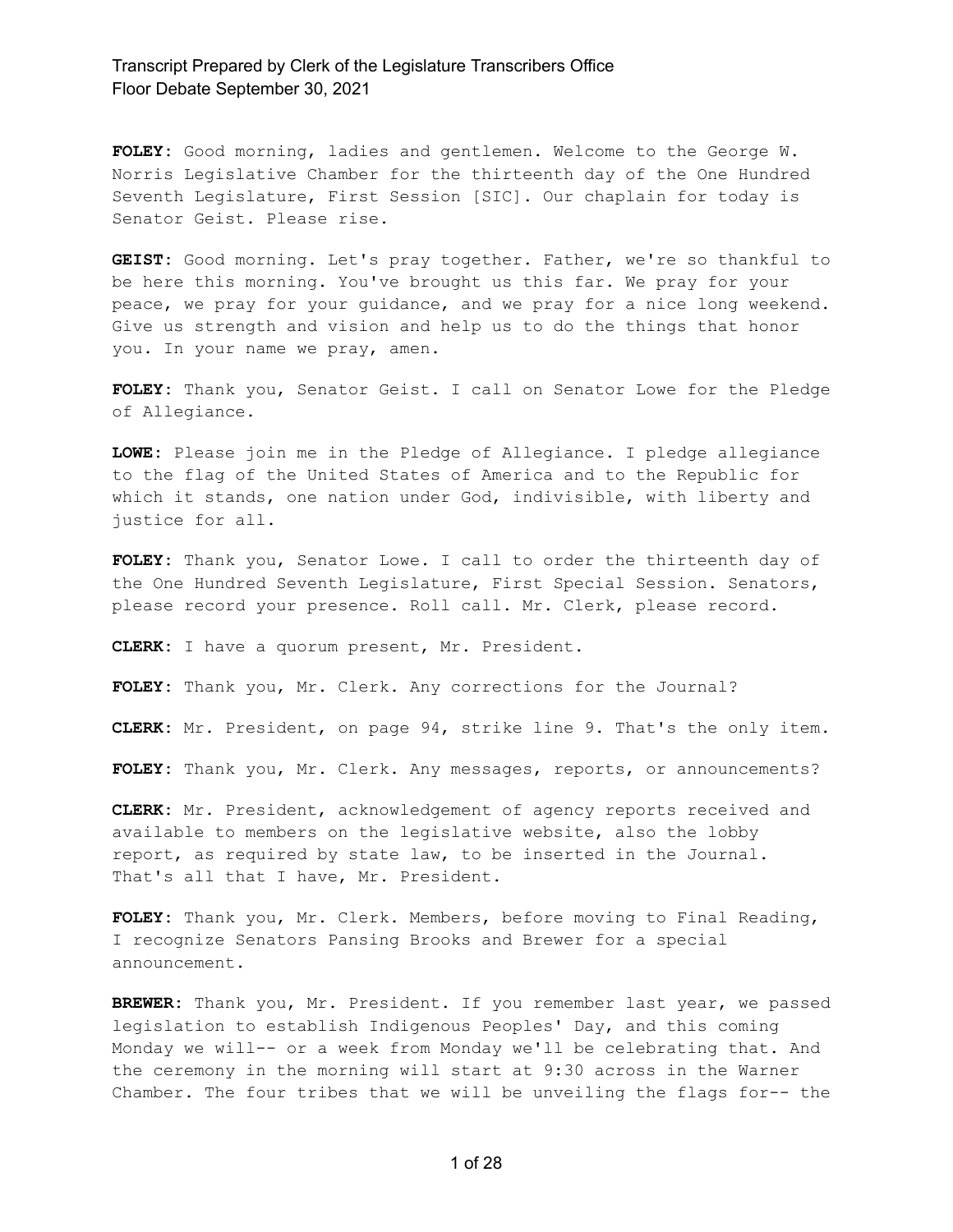**FOLEY:** Good morning, ladies and gentlemen. Welcome to the George W. Norris Legislative Chamber for the thirteenth day of the One Hundred Seventh Legislature, First Session [SIC]. Our chaplain for today is Senator Geist. Please rise.

**GEIST:** Good morning. Let's pray together. Father, we're so thankful to be here this morning. You've brought us this far. We pray for your peace, we pray for your guidance, and we pray for a nice long weekend. Give us strength and vision and help us to do the things that honor you. In your name we pray, amen.

**FOLEY:** Thank you, Senator Geist. I call on Senator Lowe for the Pledge of Allegiance.

**LOWE:** Please join me in the Pledge of Allegiance. I pledge allegiance to the flag of the United States of America and to the Republic for which it stands, one nation under God, indivisible, with liberty and justice for all.

**FOLEY:** Thank you, Senator Lowe. I call to order the thirteenth day of the One Hundred Seventh Legislature, First Special Session. Senators, please record your presence. Roll call. Mr. Clerk, please record.

**CLERK:** I have a quorum present, Mr. President.

**FOLEY:** Thank you, Mr. Clerk. Any corrections for the Journal?

**CLERK:** Mr. President, on page 94, strike line 9. That's the only item.

**FOLEY:** Thank you, Mr. Clerk. Any messages, reports, or announcements?

**CLERK:** Mr. President, acknowledgement of agency reports received and available to members on the legislative website, also the lobby report, as required by state law, to be inserted in the Journal. That's all that I have, Mr. President.

**FOLEY:** Thank you, Mr. Clerk. Members, before moving to Final Reading, I recognize Senators Pansing Brooks and Brewer for a special announcement.

**BREWER:** Thank you, Mr. President. If you remember last year, we passed legislation to establish Indigenous Peoples' Day, and this coming Monday we will-- or a week from Monday we'll be celebrating that. And the ceremony in the morning will start at 9:30 across in the Warner Chamber. The four tribes that we will be unveiling the flags for-- the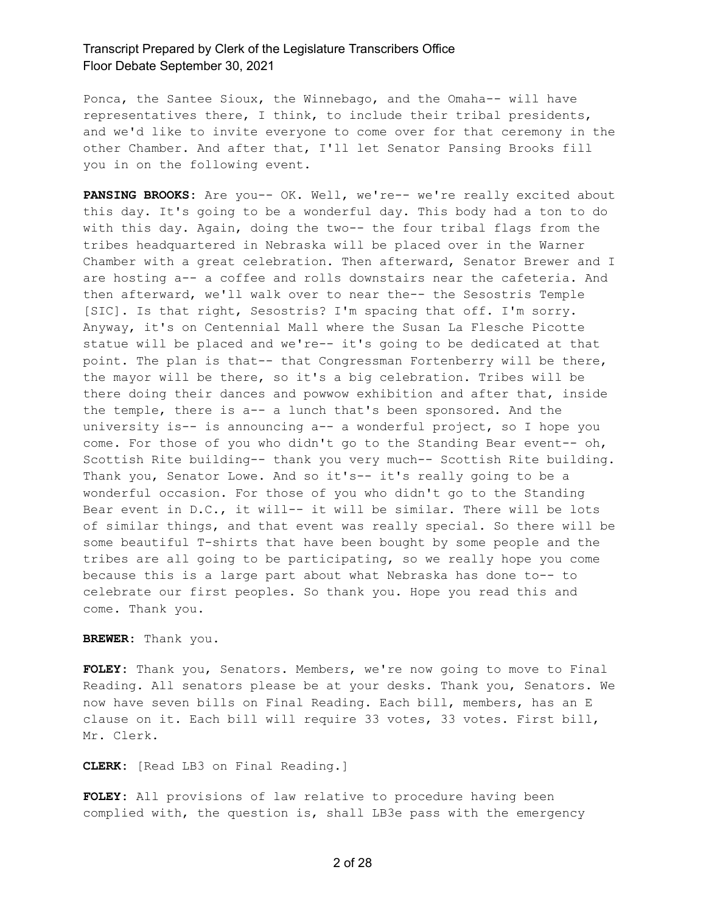Ponca, the Santee Sioux, the Winnebago, and the Omaha-- will have representatives there, I think, to include their tribal presidents, and we'd like to invite everyone to come over for that ceremony in the other Chamber. And after that, I'll let Senator Pansing Brooks fill you in on the following event.

**PANSING BROOKS:** Are you-- OK. Well, we're-- we're really excited about this day. It's going to be a wonderful day. This body had a ton to do with this day. Again, doing the two-- the four tribal flags from the tribes headquartered in Nebraska will be placed over in the Warner Chamber with a great celebration. Then afterward, Senator Brewer and I are hosting a-- a coffee and rolls downstairs near the cafeteria. And then afterward, we'll walk over to near the-- the Sesostris Temple [SIC]. Is that right, Sesostris? I'm spacing that off. I'm sorry. Anyway, it's on Centennial Mall where the Susan La Flesche Picotte statue will be placed and we're-- it's going to be dedicated at that point. The plan is that-- that Congressman Fortenberry will be there, the mayor will be there, so it's a big celebration. Tribes will be there doing their dances and powwow exhibition and after that, inside the temple, there is a-- a lunch that's been sponsored. And the university is-- is announcing a-- a wonderful project, so I hope you come. For those of you who didn't go to the Standing Bear event-- oh, Scottish Rite building-- thank you very much-- Scottish Rite building. Thank you, Senator Lowe. And so it's-- it's really going to be a wonderful occasion. For those of you who didn't go to the Standing Bear event in D.C., it will-- it will be similar. There will be lots of similar things, and that event was really special. So there will be some beautiful T-shirts that have been bought by some people and the tribes are all going to be participating, so we really hope you come because this is a large part about what Nebraska has done to-- to celebrate our first peoples. So thank you. Hope you read this and come. Thank you.

**BREWER:** Thank you.

**FOLEY:** Thank you, Senators. Members, we're now going to move to Final Reading. All senators please be at your desks. Thank you, Senators. We now have seven bills on Final Reading. Each bill, members, has an E clause on it. Each bill will require 33 votes, 33 votes. First bill, Mr. Clerk.

**CLERK:** [Read LB3 on Final Reading.]

**FOLEY:** All provisions of law relative to procedure having been complied with, the question is, shall LB3e pass with the emergency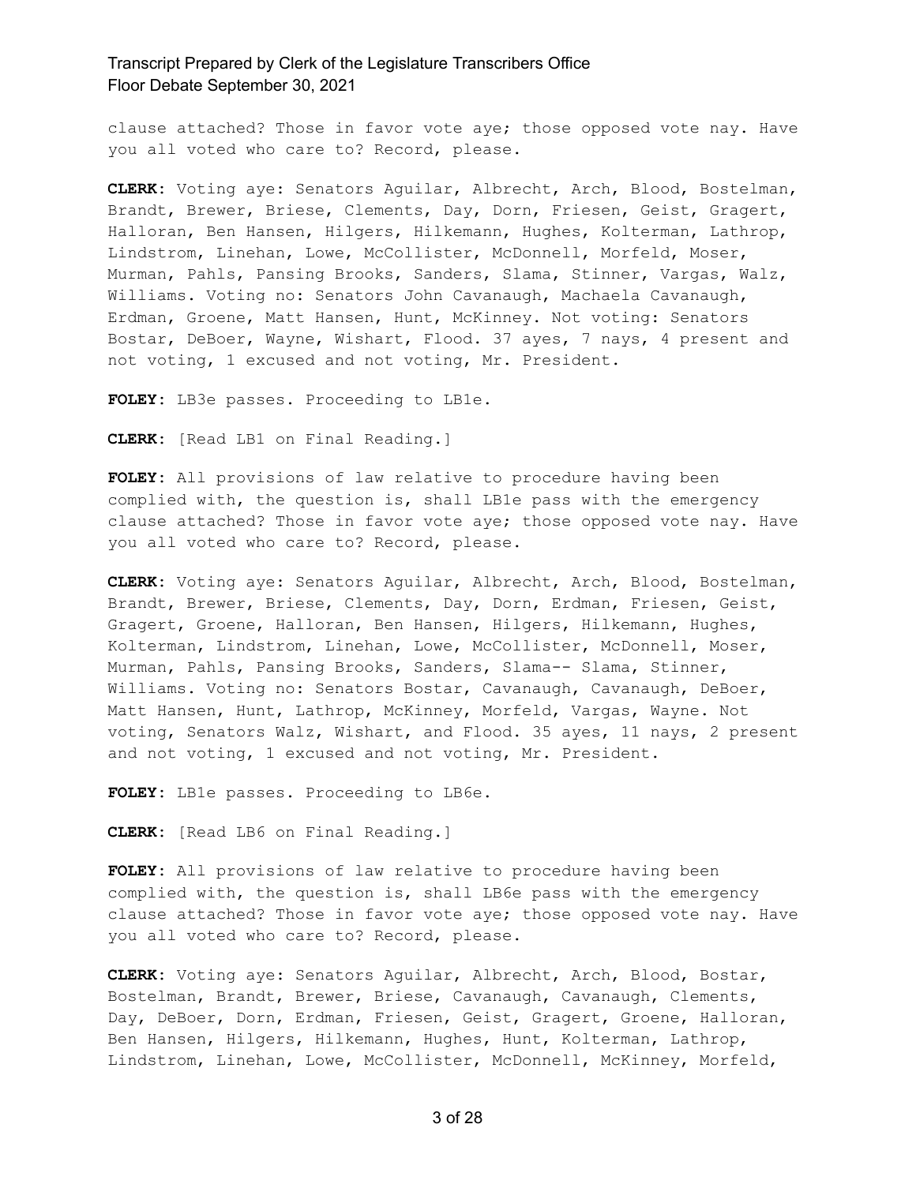clause attached? Those in favor vote aye; those opposed vote nay. Have you all voted who care to? Record, please.

**CLERK:** Voting aye: Senators Aguilar, Albrecht, Arch, Blood, Bostelman, Brandt, Brewer, Briese, Clements, Day, Dorn, Friesen, Geist, Gragert, Halloran, Ben Hansen, Hilgers, Hilkemann, Hughes, Kolterman, Lathrop, Lindstrom, Linehan, Lowe, McCollister, McDonnell, Morfeld, Moser, Murman, Pahls, Pansing Brooks, Sanders, Slama, Stinner, Vargas, Walz, Williams. Voting no: Senators John Cavanaugh, Machaela Cavanaugh, Erdman, Groene, Matt Hansen, Hunt, McKinney. Not voting: Senators Bostar, DeBoer, Wayne, Wishart, Flood. 37 ayes, 7 nays, 4 present and not voting, 1 excused and not voting, Mr. President.

**FOLEY:** LB3e passes. Proceeding to LB1e.

**CLERK:** [Read LB1 on Final Reading.]

**FOLEY:** All provisions of law relative to procedure having been complied with, the question is, shall LB1e pass with the emergency clause attached? Those in favor vote aye; those opposed vote nay. Have you all voted who care to? Record, please.

**CLERK:** Voting aye: Senators Aguilar, Albrecht, Arch, Blood, Bostelman, Brandt, Brewer, Briese, Clements, Day, Dorn, Erdman, Friesen, Geist, Gragert, Groene, Halloran, Ben Hansen, Hilgers, Hilkemann, Hughes, Kolterman, Lindstrom, Linehan, Lowe, McCollister, McDonnell, Moser, Murman, Pahls, Pansing Brooks, Sanders, Slama-- Slama, Stinner, Williams. Voting no: Senators Bostar, Cavanaugh, Cavanaugh, DeBoer, Matt Hansen, Hunt, Lathrop, McKinney, Morfeld, Vargas, Wayne. Not voting, Senators Walz, Wishart, and Flood. 35 ayes, 11 nays, 2 present and not voting, 1 excused and not voting, Mr. President.

**FOLEY:** LB1e passes. Proceeding to LB6e.

**CLERK:** [Read LB6 on Final Reading.]

**FOLEY:** All provisions of law relative to procedure having been complied with, the question is, shall LB6e pass with the emergency clause attached? Those in favor vote aye; those opposed vote nay. Have you all voted who care to? Record, please.

**CLERK:** Voting aye: Senators Aguilar, Albrecht, Arch, Blood, Bostar, Bostelman, Brandt, Brewer, Briese, Cavanaugh, Cavanaugh, Clements, Day, DeBoer, Dorn, Erdman, Friesen, Geist, Gragert, Groene, Halloran, Ben Hansen, Hilgers, Hilkemann, Hughes, Hunt, Kolterman, Lathrop, Lindstrom, Linehan, Lowe, McCollister, McDonnell, McKinney, Morfeld,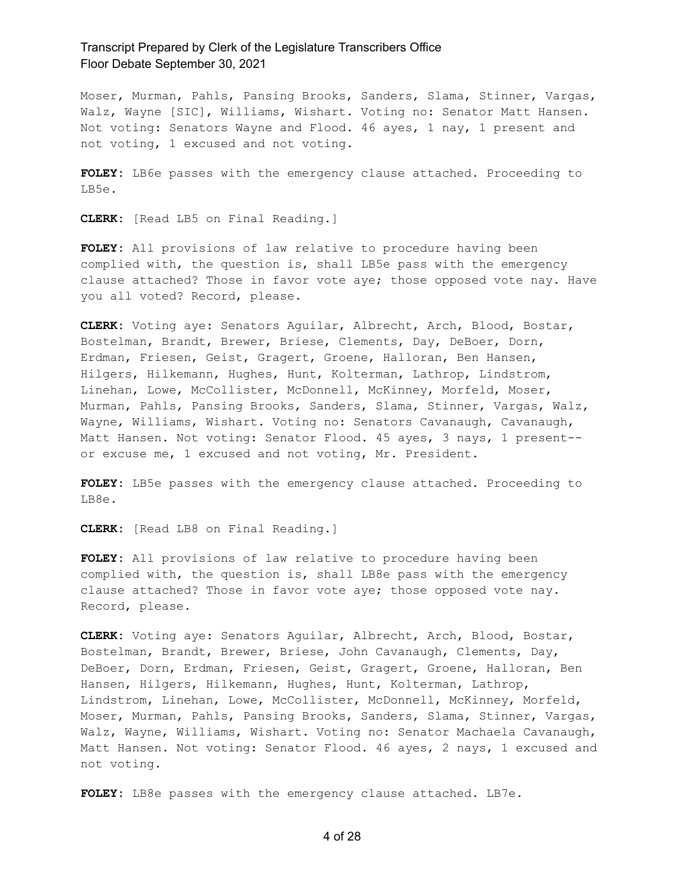Moser, Murman, Pahls, Pansing Brooks, Sanders, Slama, Stinner, Vargas, Walz, Wayne [SIC], Williams, Wishart. Voting no: Senator Matt Hansen. Not voting: Senators Wayne and Flood. 46 ayes, 1 nay, 1 present and not voting, 1 excused and not voting.

**FOLEY:** LB6e passes with the emergency clause attached. Proceeding to LB5e.

**CLERK:** [Read LB5 on Final Reading.]

**FOLEY:** All provisions of law relative to procedure having been complied with, the question is, shall LB5e pass with the emergency clause attached? Those in favor vote aye; those opposed vote nay. Have you all voted? Record, please.

**CLERK:** Voting aye: Senators Aguilar, Albrecht, Arch, Blood, Bostar, Bostelman, Brandt, Brewer, Briese, Clements, Day, DeBoer, Dorn, Erdman, Friesen, Geist, Gragert, Groene, Halloran, Ben Hansen, Hilgers, Hilkemann, Hughes, Hunt, Kolterman, Lathrop, Lindstrom, Linehan, Lowe, McCollister, McDonnell, McKinney, Morfeld, Moser, Murman, Pahls, Pansing Brooks, Sanders, Slama, Stinner, Vargas, Walz, Wayne, Williams, Wishart. Voting no: Senators Cavanaugh, Cavanaugh, Matt Hansen. Not voting: Senator Flood. 45 ayes, 3 nays, 1 present-- or excuse me, 1 excused and not voting, Mr. President.

**FOLEY:** LB5e passes with the emergency clause attached. Proceeding to LB8e.

**CLERK:** [Read LB8 on Final Reading.]

**FOLEY:** All provisions of law relative to procedure having been complied with, the question is, shall LB8e pass with the emergency clause attached? Those in favor vote aye; those opposed vote nay. Record, please.

**CLERK:** Voting aye: Senators Aguilar, Albrecht, Arch, Blood, Bostar, Bostelman, Brandt, Brewer, Briese, John Cavanaugh, Clements, Day, DeBoer, Dorn, Erdman, Friesen, Geist, Gragert, Groene, Halloran, Ben Hansen, Hilgers, Hilkemann, Hughes, Hunt, Kolterman, Lathrop, Lindstrom, Linehan, Lowe, McCollister, McDonnell, McKinney, Morfeld, Moser, Murman, Pahls, Pansing Brooks, Sanders, Slama, Stinner, Vargas, Walz, Wayne, Williams, Wishart. Voting no: Senator Machaela Cavanaugh, Matt Hansen. Not voting: Senator Flood. 46 ayes, 2 nays, 1 excused and not voting.

**FOLEY:** LB8e passes with the emergency clause attached. LB7e.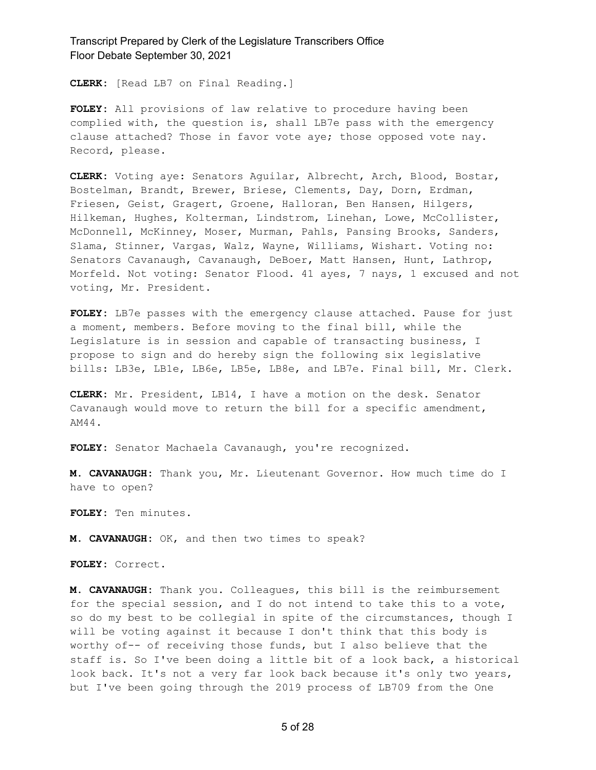**CLERK:** [Read LB7 on Final Reading.]

**FOLEY:** All provisions of law relative to procedure having been complied with, the question is, shall LB7e pass with the emergency clause attached? Those in favor vote aye; those opposed vote nay. Record, please.

**CLERK:** Voting aye: Senators Aguilar, Albrecht, Arch, Blood, Bostar, Bostelman, Brandt, Brewer, Briese, Clements, Day, Dorn, Erdman, Friesen, Geist, Gragert, Groene, Halloran, Ben Hansen, Hilgers, Hilkeman, Hughes, Kolterman, Lindstrom, Linehan, Lowe, McCollister, McDonnell, McKinney, Moser, Murman, Pahls, Pansing Brooks, Sanders, Slama, Stinner, Vargas, Walz, Wayne, Williams, Wishart. Voting no: Senators Cavanaugh, Cavanaugh, DeBoer, Matt Hansen, Hunt, Lathrop, Morfeld. Not voting: Senator Flood. 41 ayes, 7 nays, 1 excused and not voting, Mr. President.

**FOLEY:** LB7e passes with the emergency clause attached. Pause for just a moment, members. Before moving to the final bill, while the Legislature is in session and capable of transacting business, I propose to sign and do hereby sign the following six legislative bills: LB3e, LB1e, LB6e, LB5e, LB8e, and LB7e. Final bill, Mr. Clerk.

**CLERK:** Mr. President, LB14, I have a motion on the desk. Senator Cavanaugh would move to return the bill for a specific amendment, AM44.

**FOLEY:** Senator Machaela Cavanaugh, you're recognized.

**M. CAVANAUGH:** Thank you, Mr. Lieutenant Governor. How much time do I have to open?

**FOLEY:** Ten minutes.

**M. CAVANAUGH:** OK, and then two times to speak?

**FOLEY:** Correct.

**M. CAVANAUGH:** Thank you. Colleagues, this bill is the reimbursement for the special session, and I do not intend to take this to a vote, so do my best to be collegial in spite of the circumstances, though I will be voting against it because I don't think that this body is worthy of-- of receiving those funds, but I also believe that the staff is. So I've been doing a little bit of a look back, a historical look back. It's not a very far look back because it's only two years, but I've been going through the 2019 process of LB709 from the One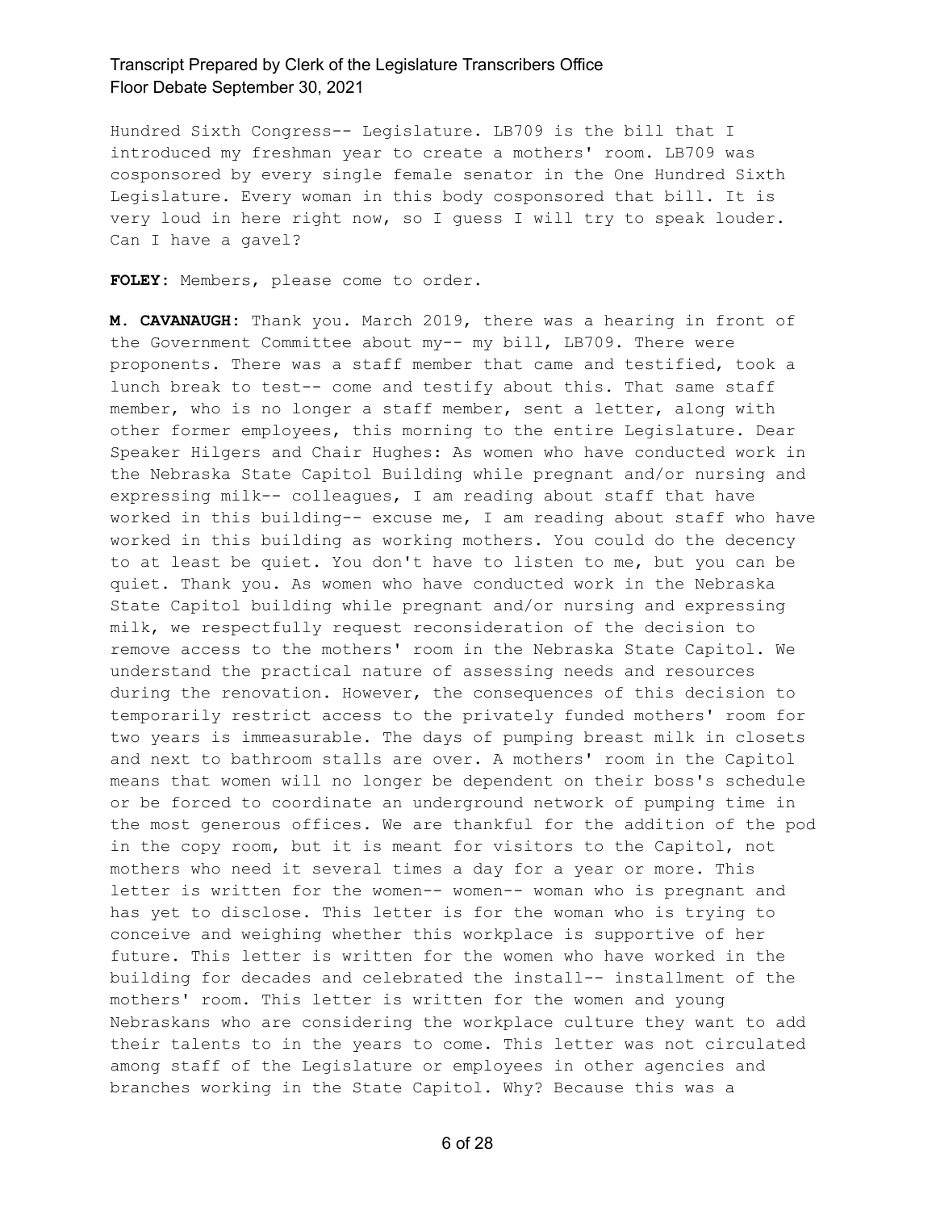Hundred Sixth Congress-- Legislature. LB709 is the bill that I introduced my freshman year to create a mothers' room. LB709 was cosponsored by every single female senator in the One Hundred Sixth Legislature. Every woman in this body cosponsored that bill. It is very loud in here right now, so I guess I will try to speak louder. Can I have a gavel?

**FOLEY:** Members, please come to order.

**M. CAVANAUGH:** Thank you. March 2019, there was a hearing in front of the Government Committee about my-- my bill, LB709. There were proponents. There was a staff member that came and testified, took a lunch break to test-- come and testify about this. That same staff member, who is no longer a staff member, sent a letter, along with other former employees, this morning to the entire Legislature. Dear Speaker Hilgers and Chair Hughes: As women who have conducted work in the Nebraska State Capitol Building while pregnant and/or nursing and expressing milk-- colleagues, I am reading about staff that have worked in this building-- excuse me, I am reading about staff who have worked in this building as working mothers. You could do the decency to at least be quiet. You don't have to listen to me, but you can be quiet. Thank you. As women who have conducted work in the Nebraska State Capitol building while pregnant and/or nursing and expressing milk, we respectfully request reconsideration of the decision to remove access to the mothers' room in the Nebraska State Capitol. We understand the practical nature of assessing needs and resources during the renovation. However, the consequences of this decision to temporarily restrict access to the privately funded mothers' room for two years is immeasurable. The days of pumping breast milk in closets and next to bathroom stalls are over. A mothers' room in the Capitol means that women will no longer be dependent on their boss's schedule or be forced to coordinate an underground network of pumping time in the most generous offices. We are thankful for the addition of the pod in the copy room, but it is meant for visitors to the Capitol, not mothers who need it several times a day for a year or more. This letter is written for the women-- women-- woman who is pregnant and has yet to disclose. This letter is for the woman who is trying to conceive and weighing whether this workplace is supportive of her future. This letter is written for the women who have worked in the building for decades and celebrated the install-- installment of the mothers' room. This letter is written for the women and young Nebraskans who are considering the workplace culture they want to add their talents to in the years to come. This letter was not circulated among staff of the Legislature or employees in other agencies and branches working in the State Capitol. Why? Because this was a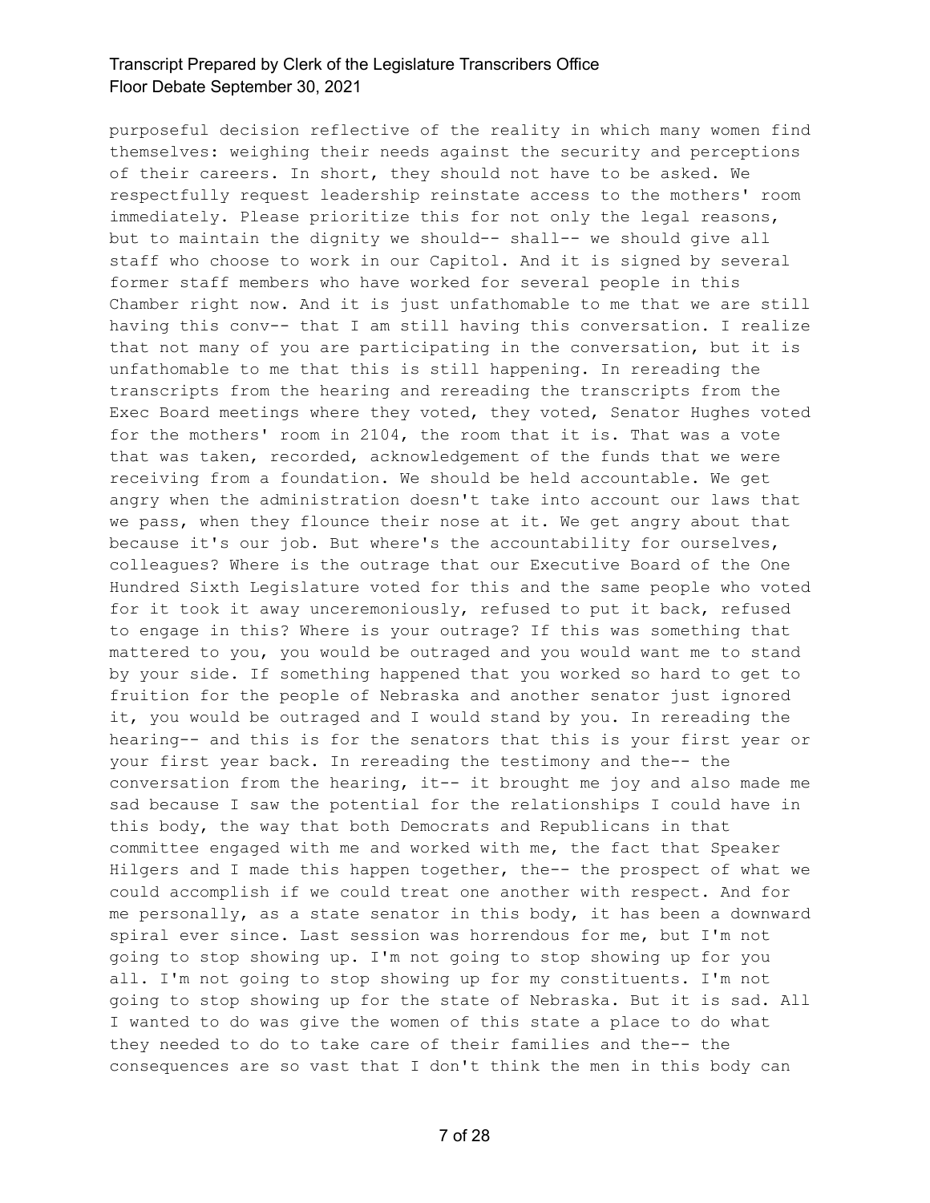purposeful decision reflective of the reality in which many women find themselves: weighing their needs against the security and perceptions of their careers. In short, they should not have to be asked. We respectfully request leadership reinstate access to the mothers' room immediately. Please prioritize this for not only the legal reasons, but to maintain the dignity we should-- shall-- we should give all staff who choose to work in our Capitol. And it is signed by several former staff members who have worked for several people in this Chamber right now. And it is just unfathomable to me that we are still having this conv-- that I am still having this conversation. I realize that not many of you are participating in the conversation, but it is unfathomable to me that this is still happening. In rereading the transcripts from the hearing and rereading the transcripts from the Exec Board meetings where they voted, they voted, Senator Hughes voted for the mothers' room in 2104, the room that it is. That was a vote that was taken, recorded, acknowledgement of the funds that we were receiving from a foundation. We should be held accountable. We get angry when the administration doesn't take into account our laws that we pass, when they flounce their nose at it. We get angry about that because it's our job. But where's the accountability for ourselves, colleagues? Where is the outrage that our Executive Board of the One Hundred Sixth Legislature voted for this and the same people who voted for it took it away unceremoniously, refused to put it back, refused to engage in this? Where is your outrage? If this was something that mattered to you, you would be outraged and you would want me to stand by your side. If something happened that you worked so hard to get to fruition for the people of Nebraska and another senator just ignored it, you would be outraged and I would stand by you. In rereading the hearing-- and this is for the senators that this is your first year or your first year back. In rereading the testimony and the-- the conversation from the hearing, it-- it brought me joy and also made me sad because I saw the potential for the relationships I could have in this body, the way that both Democrats and Republicans in that committee engaged with me and worked with me, the fact that Speaker Hilgers and I made this happen together, the-- the prospect of what we could accomplish if we could treat one another with respect. And for me personally, as a state senator in this body, it has been a downward spiral ever since. Last session was horrendous for me, but I'm not going to stop showing up. I'm not going to stop showing up for you all. I'm not going to stop showing up for my constituents. I'm not going to stop showing up for the state of Nebraska. But it is sad. All I wanted to do was give the women of this state a place to do what they needed to do to take care of their families and the-- the consequences are so vast that I don't think the men in this body can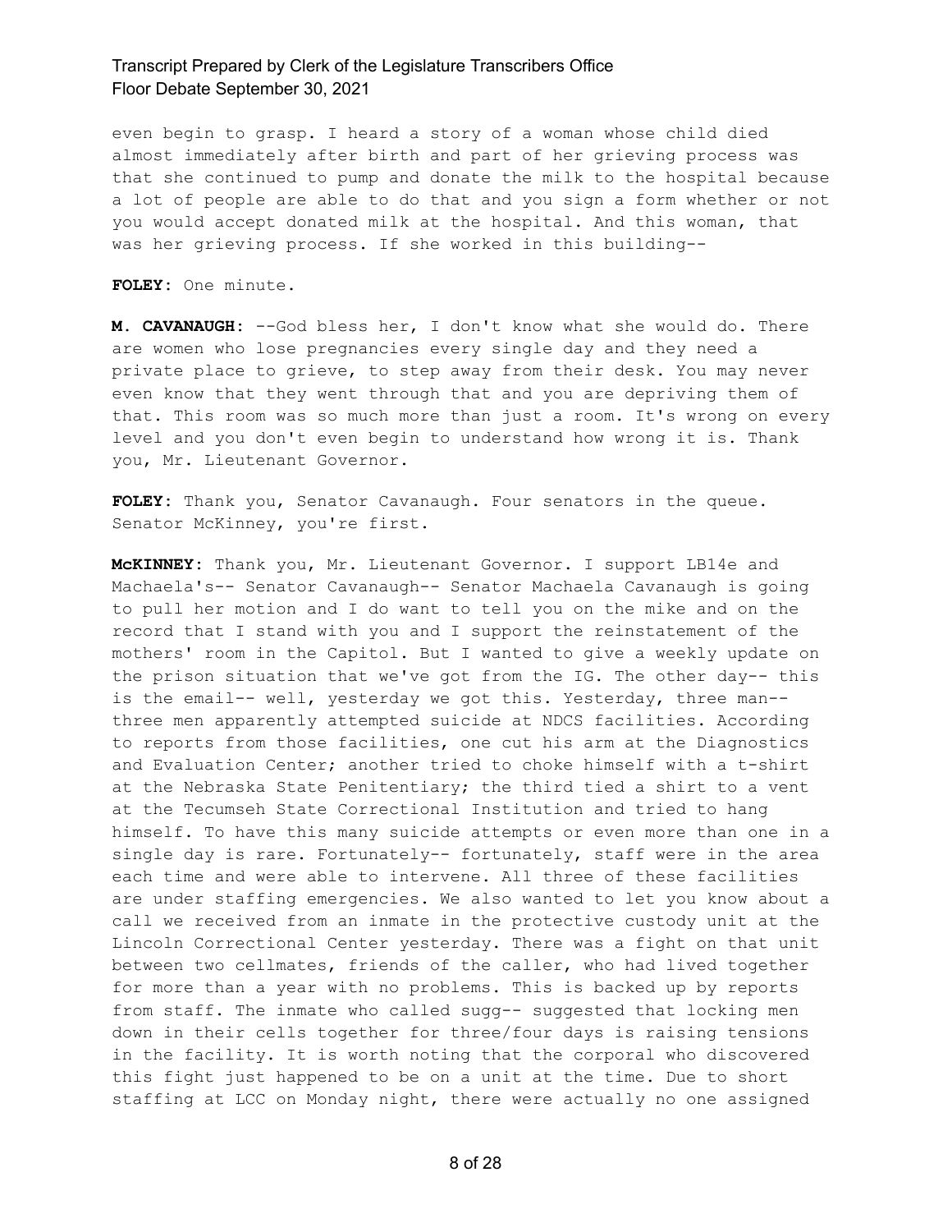even begin to grasp. I heard a story of a woman whose child died almost immediately after birth and part of her grieving process was that she continued to pump and donate the milk to the hospital because a lot of people are able to do that and you sign a form whether or not you would accept donated milk at the hospital. And this woman, that was her grieving process. If she worked in this building--

**FOLEY:** One minute.

**M. CAVANAUGH:** --God bless her, I don't know what she would do. There are women who lose pregnancies every single day and they need a private place to grieve, to step away from their desk. You may never even know that they went through that and you are depriving them of that. This room was so much more than just a room. It's wrong on every level and you don't even begin to understand how wrong it is. Thank you, Mr. Lieutenant Governor.

**FOLEY:** Thank you, Senator Cavanaugh. Four senators in the queue. Senator McKinney, you're first.

**McKINNEY:** Thank you, Mr. Lieutenant Governor. I support LB14e and Machaela's-- Senator Cavanaugh-- Senator Machaela Cavanaugh is going to pull her motion and I do want to tell you on the mike and on the record that I stand with you and I support the reinstatement of the mothers' room in the Capitol. But I wanted to give a weekly update on the prison situation that we've got from the IG. The other day-- this is the email-- well, yesterday we got this. Yesterday, three man-- three men apparently attempted suicide at NDCS facilities. According to reports from those facilities, one cut his arm at the Diagnostics and Evaluation Center; another tried to choke himself with a t-shirt at the Nebraska State Penitentiary; the third tied a shirt to a vent at the Tecumseh State Correctional Institution and tried to hang himself. To have this many suicide attempts or even more than one in a single day is rare. Fortunately-- fortunately, staff were in the area each time and were able to intervene. All three of these facilities are under staffing emergencies. We also wanted to let you know about a call we received from an inmate in the protective custody unit at the Lincoln Correctional Center yesterday. There was a fight on that unit between two cellmates, friends of the caller, who had lived together for more than a year with no problems. This is backed up by reports from staff. The inmate who called sugg-- suggested that locking men down in their cells together for three/four days is raising tensions in the facility. It is worth noting that the corporal who discovered this fight just happened to be on a unit at the time. Due to short staffing at LCC on Monday night, there were actually no one assigned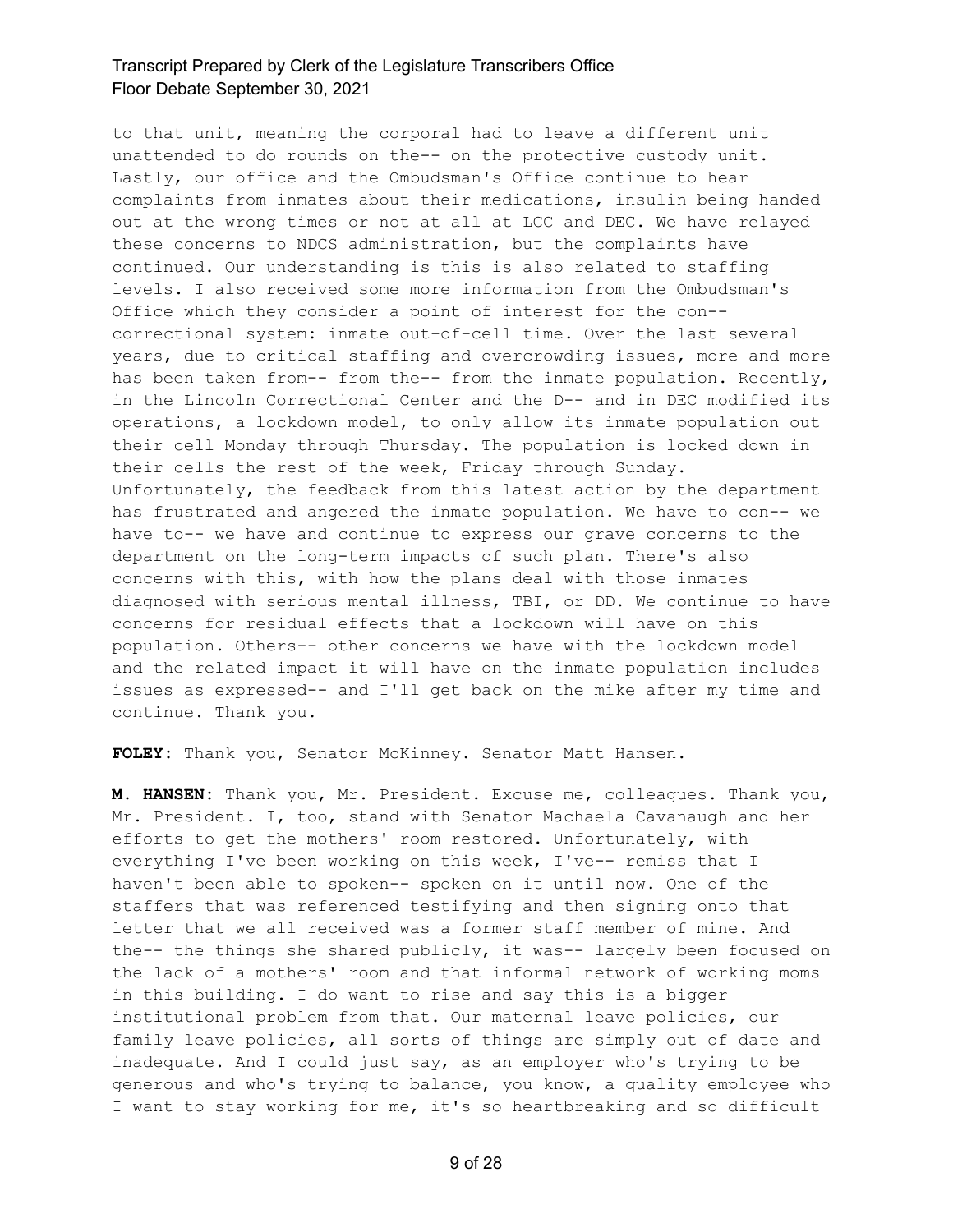to that unit, meaning the corporal had to leave a different unit unattended to do rounds on the-- on the protective custody unit. Lastly, our office and the Ombudsman's Office continue to hear complaints from inmates about their medications, insulin being handed out at the wrong times or not at all at LCC and DEC. We have relayed these concerns to NDCS administration, but the complaints have continued. Our understanding is this is also related to staffing levels. I also received some more information from the Ombudsman's Office which they consider a point of interest for the con-- correctional system: inmate out-of-cell time. Over the last several years, due to critical staffing and overcrowding issues, more and more has been taken from-- from the-- from the inmate population. Recently, in the Lincoln Correctional Center and the D-- and in DEC modified its operations, a lockdown model, to only allow its inmate population out their cell Monday through Thursday. The population is locked down in their cells the rest of the week, Friday through Sunday. Unfortunately, the feedback from this latest action by the department has frustrated and angered the inmate population. We have to con-- we have to-- we have and continue to express our grave concerns to the department on the long-term impacts of such plan. There's also concerns with this, with how the plans deal with those inmates diagnosed with serious mental illness, TBI, or DD. We continue to have concerns for residual effects that a lockdown will have on this population. Others-- other concerns we have with the lockdown model and the related impact it will have on the inmate population includes issues as expressed-- and I'll get back on the mike after my time and continue. Thank you.

**FOLEY:** Thank you, Senator McKinney. Senator Matt Hansen.

**M. HANSEN:** Thank you, Mr. President. Excuse me, colleagues. Thank you, Mr. President. I, too, stand with Senator Machaela Cavanaugh and her efforts to get the mothers' room restored. Unfortunately, with everything I've been working on this week, I've-- remiss that I haven't been able to spoken-- spoken on it until now. One of the staffers that was referenced testifying and then signing onto that letter that we all received was a former staff member of mine. And the-- the things she shared publicly, it was-- largely been focused on the lack of a mothers' room and that informal network of working moms in this building. I do want to rise and say this is a bigger institutional problem from that. Our maternal leave policies, our family leave policies, all sorts of things are simply out of date and inadequate. And I could just say, as an employer who's trying to be generous and who's trying to balance, you know, a quality employee who I want to stay working for me, it's so heartbreaking and so difficult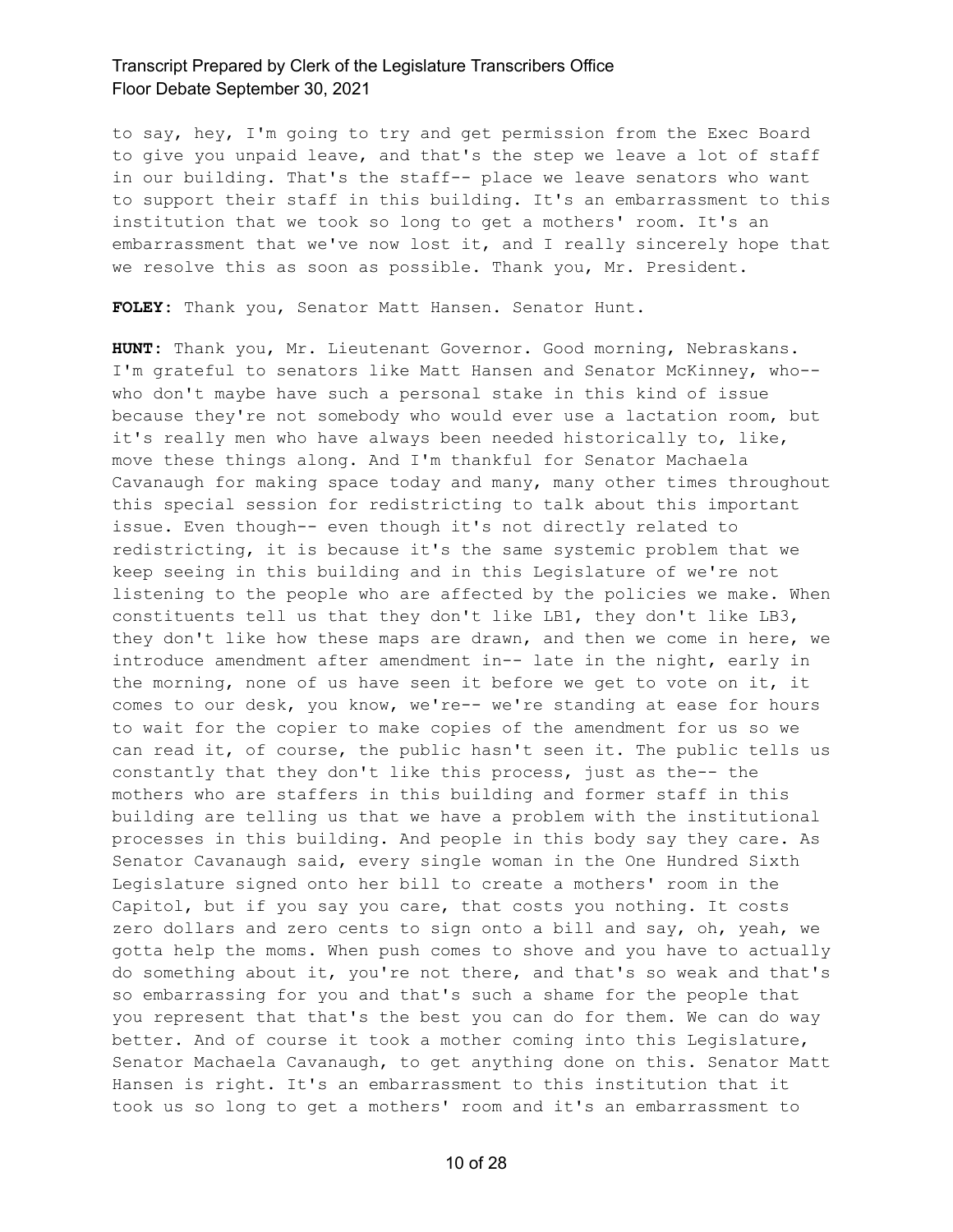to say, hey, I'm going to try and get permission from the Exec Board to give you unpaid leave, and that's the step we leave a lot of staff in our building. That's the staff-- place we leave senators who want to support their staff in this building. It's an embarrassment to this institution that we took so long to get a mothers' room. It's an embarrassment that we've now lost it, and I really sincerely hope that we resolve this as soon as possible. Thank you, Mr. President.

**FOLEY:** Thank you, Senator Matt Hansen. Senator Hunt.

**HUNT:** Thank you, Mr. Lieutenant Governor. Good morning, Nebraskans. I'm grateful to senators like Matt Hansen and Senator McKinney, who-- who don't maybe have such a personal stake in this kind of issue because they're not somebody who would ever use a lactation room, but it's really men who have always been needed historically to, like, move these things along. And I'm thankful for Senator Machaela Cavanaugh for making space today and many, many other times throughout this special session for redistricting to talk about this important issue. Even though-- even though it's not directly related to redistricting, it is because it's the same systemic problem that we keep seeing in this building and in this Legislature of we're not listening to the people who are affected by the policies we make. When constituents tell us that they don't like LB1, they don't like LB3, they don't like how these maps are drawn, and then we come in here, we introduce amendment after amendment in-- late in the night, early in the morning, none of us have seen it before we get to vote on it, it comes to our desk, you know, we're-- we're standing at ease for hours to wait for the copier to make copies of the amendment for us so we can read it, of course, the public hasn't seen it. The public tells us constantly that they don't like this process, just as the-- the mothers who are staffers in this building and former staff in this building are telling us that we have a problem with the institutional processes in this building. And people in this body say they care. As Senator Cavanaugh said, every single woman in the One Hundred Sixth Legislature signed onto her bill to create a mothers' room in the Capitol, but if you say you care, that costs you nothing. It costs zero dollars and zero cents to sign onto a bill and say, oh, yeah, we gotta help the moms. When push comes to shove and you have to actually do something about it, you're not there, and that's so weak and that's so embarrassing for you and that's such a shame for the people that you represent that that's the best you can do for them. We can do way better. And of course it took a mother coming into this Legislature, Senator Machaela Cavanaugh, to get anything done on this. Senator Matt Hansen is right. It's an embarrassment to this institution that it took us so long to get a mothers' room and it's an embarrassment to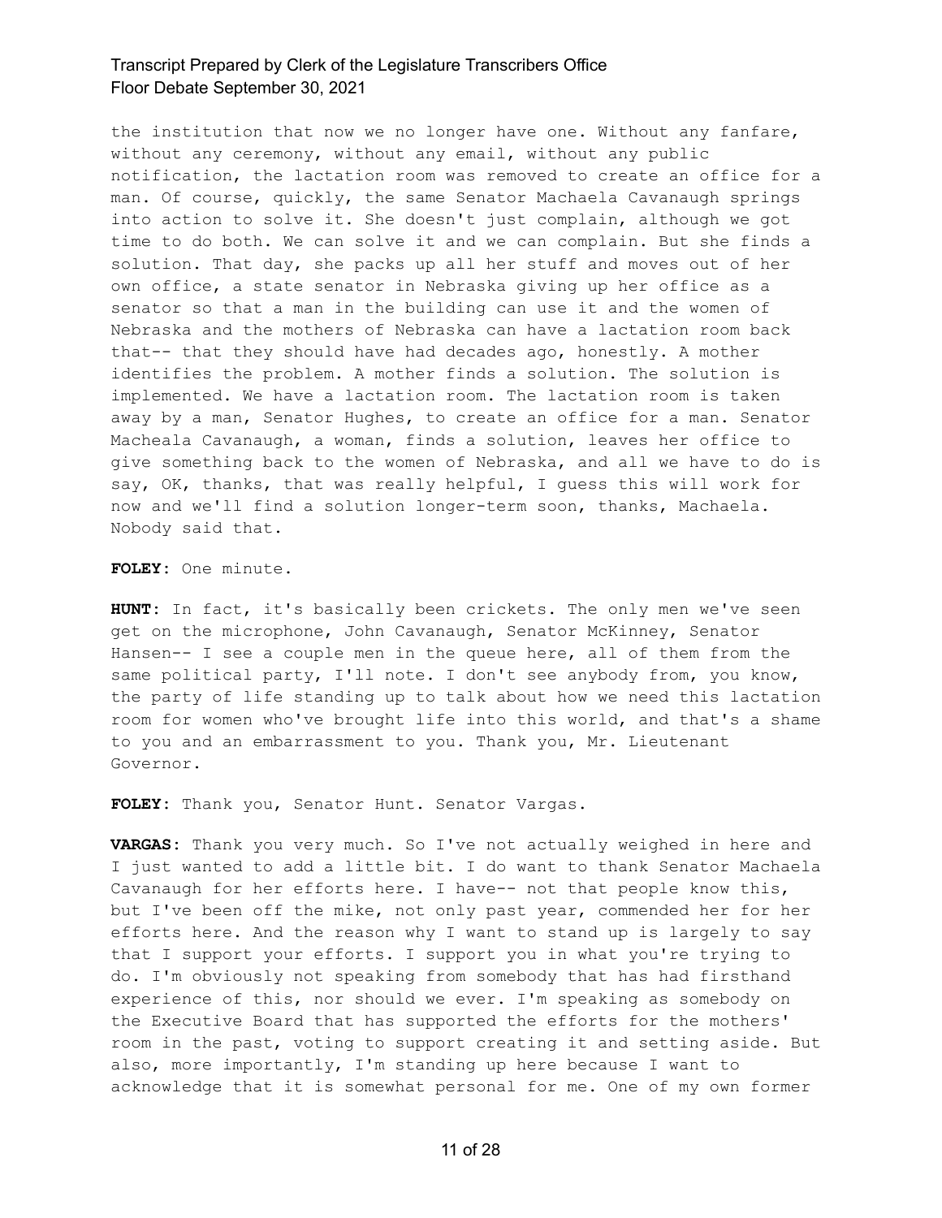the institution that now we no longer have one. Without any fanfare, without any ceremony, without any email, without any public notification, the lactation room was removed to create an office for a man. Of course, quickly, the same Senator Machaela Cavanaugh springs into action to solve it. She doesn't just complain, although we got time to do both. We can solve it and we can complain. But she finds a solution. That day, she packs up all her stuff and moves out of her own office, a state senator in Nebraska giving up her office as a senator so that a man in the building can use it and the women of Nebraska and the mothers of Nebraska can have a lactation room back that-- that they should have had decades ago, honestly. A mother identifies the problem. A mother finds a solution. The solution is implemented. We have a lactation room. The lactation room is taken away by a man, Senator Hughes, to create an office for a man. Senator Macheala Cavanaugh, a woman, finds a solution, leaves her office to give something back to the women of Nebraska, and all we have to do is say, OK, thanks, that was really helpful, I guess this will work for now and we'll find a solution longer-term soon, thanks, Machaela. Nobody said that.

**FOLEY:** One minute.

**HUNT:** In fact, it's basically been crickets. The only men we've seen get on the microphone, John Cavanaugh, Senator McKinney, Senator Hansen-- I see a couple men in the queue here, all of them from the same political party, I'll note. I don't see anybody from, you know, the party of life standing up to talk about how we need this lactation room for women who've brought life into this world, and that's a shame to you and an embarrassment to you. Thank you, Mr. Lieutenant Governor.

**FOLEY:** Thank you, Senator Hunt. Senator Vargas.

**VARGAS:** Thank you very much. So I've not actually weighed in here and I just wanted to add a little bit. I do want to thank Senator Machaela Cavanaugh for her efforts here. I have-- not that people know this, but I've been off the mike, not only past year, commended her for her efforts here. And the reason why I want to stand up is largely to say that I support your efforts. I support you in what you're trying to do. I'm obviously not speaking from somebody that has had firsthand experience of this, nor should we ever. I'm speaking as somebody on the Executive Board that has supported the efforts for the mothers' room in the past, voting to support creating it and setting aside. But also, more importantly, I'm standing up here because I want to acknowledge that it is somewhat personal for me. One of my own former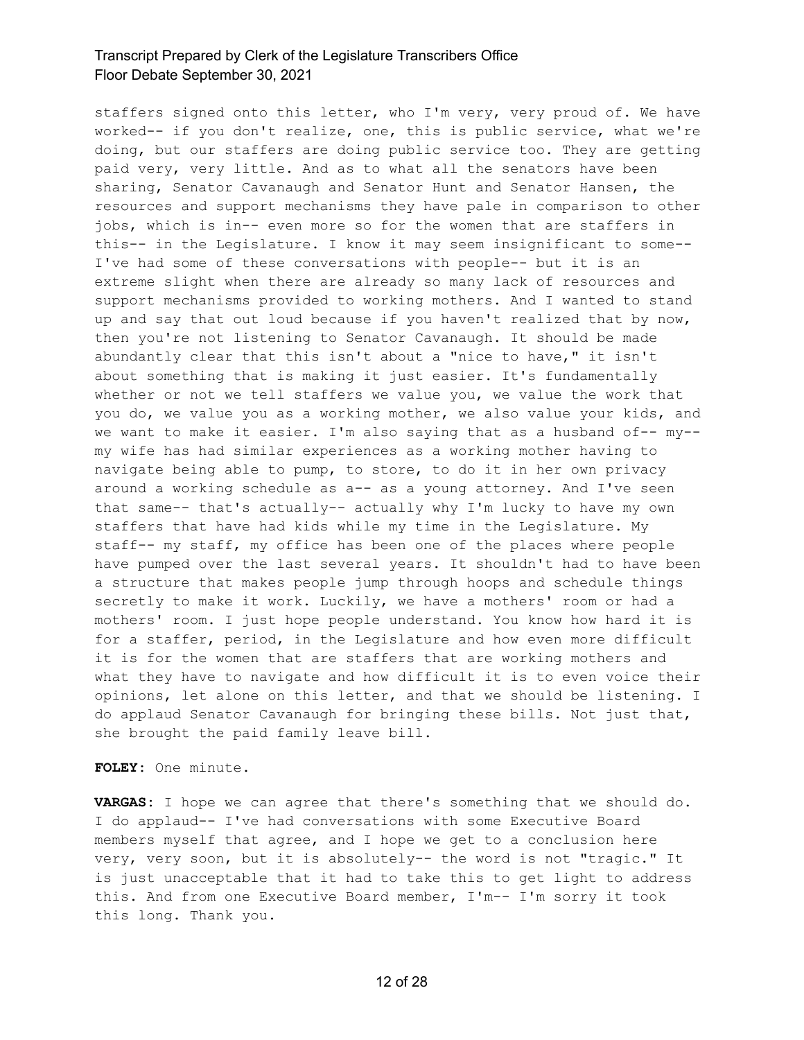staffers signed onto this letter, who I'm very, very proud of. We have worked-- if you don't realize, one, this is public service, what we're doing, but our staffers are doing public service too. They are getting paid very, very little. And as to what all the senators have been sharing, Senator Cavanaugh and Senator Hunt and Senator Hansen, the resources and support mechanisms they have pale in comparison to other jobs, which is in-- even more so for the women that are staffers in this-- in the Legislature. I know it may seem insignificant to some-- I've had some of these conversations with people-- but it is an extreme slight when there are already so many lack of resources and support mechanisms provided to working mothers. And I wanted to stand up and say that out loud because if you haven't realized that by now, then you're not listening to Senator Cavanaugh. It should be made abundantly clear that this isn't about a "nice to have," it isn't about something that is making it just easier. It's fundamentally whether or not we tell staffers we value you, we value the work that you do, we value you as a working mother, we also value your kids, and we want to make it easier. I'm also saying that as a husband of-- my-- my wife has had similar experiences as a working mother having to navigate being able to pump, to store, to do it in her own privacy around a working schedule as a-- as a young attorney. And I've seen that same-- that's actually-- actually why I'm lucky to have my own staffers that have had kids while my time in the Legislature. My staff-- my staff, my office has been one of the places where people have pumped over the last several years. It shouldn't had to have been a structure that makes people jump through hoops and schedule things secretly to make it work. Luckily, we have a mothers' room or had a mothers' room. I just hope people understand. You know how hard it is for a staffer, period, in the Legislature and how even more difficult it is for the women that are staffers that are working mothers and what they have to navigate and how difficult it is to even voice their opinions, let alone on this letter, and that we should be listening. I do applaud Senator Cavanaugh for bringing these bills. Not just that, she brought the paid family leave bill.

**FOLEY:** One minute.

**VARGAS:** I hope we can agree that there's something that we should do. I do applaud-- I've had conversations with some Executive Board members myself that agree, and I hope we get to a conclusion here very, very soon, but it is absolutely-- the word is not "tragic." It is just unacceptable that it had to take this to get light to address this. And from one Executive Board member, I'm-- I'm sorry it took this long. Thank you.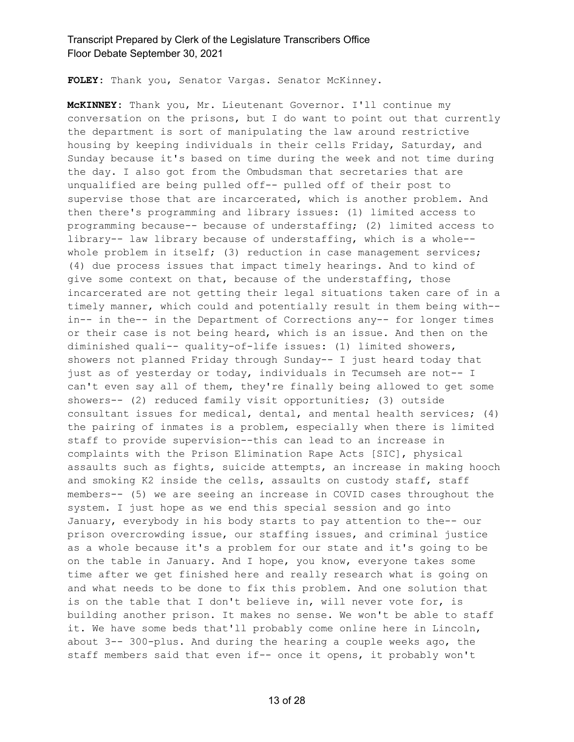**FOLEY:** Thank you, Senator Vargas. Senator McKinney.

**McKINNEY:** Thank you, Mr. Lieutenant Governor. I'll continue my conversation on the prisons, but I do want to point out that currently the department is sort of manipulating the law around restrictive housing by keeping individuals in their cells Friday, Saturday, and Sunday because it's based on time during the week and not time during the day. I also got from the Ombudsman that secretaries that are unqualified are being pulled off-- pulled off of their post to supervise those that are incarcerated, which is another problem. And then there's programming and library issues: (1) limited access to programming because-- because of understaffing; (2) limited access to library-- law library because of understaffing, which is a whole-- whole problem in itself; (3) reduction in case management services; (4) due process issues that impact timely hearings. And to kind of give some context on that, because of the understaffing, those incarcerated are not getting their legal situations taken care of in a timely manner, which could and potentially result in them being with-- in-- in the-- in the Department of Corrections any-- for longer times or their case is not being heard, which is an issue. And then on the diminished quali-- quality-of-life issues: (1) limited showers, showers not planned Friday through Sunday-- I just heard today that just as of yesterday or today, individuals in Tecumseh are not-- I can't even say all of them, they're finally being allowed to get some showers-- (2) reduced family visit opportunities; (3) outside consultant issues for medical, dental, and mental health services; (4) the pairing of inmates is a problem, especially when there is limited staff to provide supervision--this can lead to an increase in complaints with the Prison Elimination Rape Acts [SIC], physical assaults such as fights, suicide attempts, an increase in making hooch and smoking K2 inside the cells, assaults on custody staff, staff members-- (5) we are seeing an increase in COVID cases throughout the system. I just hope as we end this special session and go into January, everybody in his body starts to pay attention to the-- our prison overcrowding issue, our staffing issues, and criminal justice as a whole because it's a problem for our state and it's going to be on the table in January. And I hope, you know, everyone takes some time after we get finished here and really research what is going on and what needs to be done to fix this problem. And one solution that is on the table that I don't believe in, will never vote for, is building another prison. It makes no sense. We won't be able to staff it. We have some beds that'll probably come online here in Lincoln, about 3-- 300-plus. And during the hearing a couple weeks ago, the staff members said that even if-- once it opens, it probably won't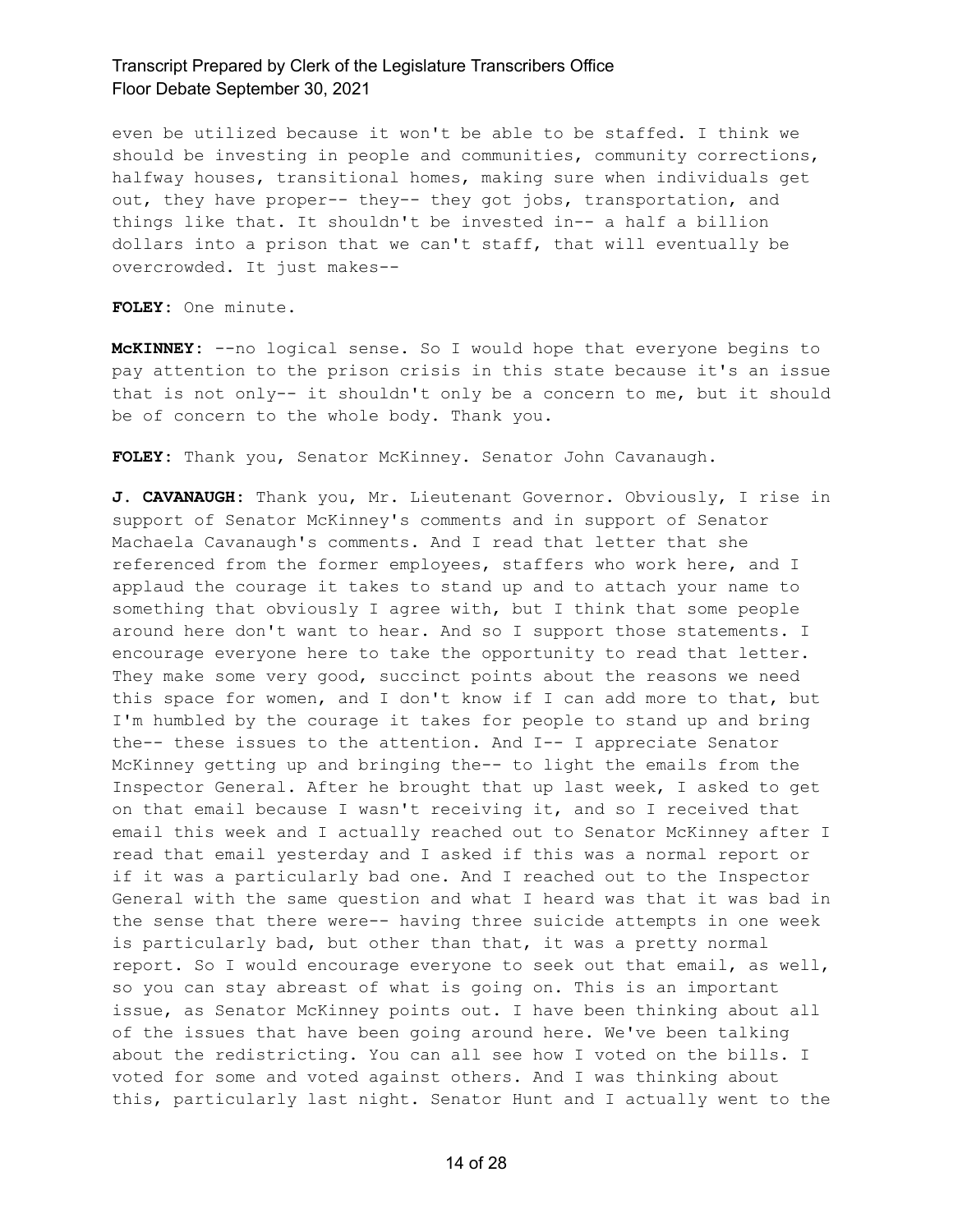even be utilized because it won't be able to be staffed. I think we should be investing in people and communities, community corrections, halfway houses, transitional homes, making sure when individuals get out, they have proper-- they-- they got jobs, transportation, and things like that. It shouldn't be invested in-- a half a billion dollars into a prison that we can't staff, that will eventually be overcrowded. It just makes--

**FOLEY:** One minute.

**McKINNEY:** --no logical sense. So I would hope that everyone begins to pay attention to the prison crisis in this state because it's an issue that is not only-- it shouldn't only be a concern to me, but it should be of concern to the whole body. Thank you.

**FOLEY:** Thank you, Senator McKinney. Senator John Cavanaugh.

**J. CAVANAUGH:** Thank you, Mr. Lieutenant Governor. Obviously, I rise in support of Senator McKinney's comments and in support of Senator Machaela Cavanaugh's comments. And I read that letter that she referenced from the former employees, staffers who work here, and I applaud the courage it takes to stand up and to attach your name to something that obviously I agree with, but I think that some people around here don't want to hear. And so I support those statements. I encourage everyone here to take the opportunity to read that letter. They make some very good, succinct points about the reasons we need this space for women, and I don't know if I can add more to that, but I'm humbled by the courage it takes for people to stand up and bring the-- these issues to the attention. And I-- I appreciate Senator McKinney getting up and bringing the-- to light the emails from the Inspector General. After he brought that up last week, I asked to get on that email because I wasn't receiving it, and so I received that email this week and I actually reached out to Senator McKinney after I read that email yesterday and I asked if this was a normal report or if it was a particularly bad one. And I reached out to the Inspector General with the same question and what I heard was that it was bad in the sense that there were-- having three suicide attempts in one week is particularly bad, but other than that, it was a pretty normal report. So I would encourage everyone to seek out that email, as well, so you can stay abreast of what is going on. This is an important issue, as Senator McKinney points out. I have been thinking about all of the issues that have been going around here. We've been talking about the redistricting. You can all see how I voted on the bills. I voted for some and voted against others. And I was thinking about this, particularly last night. Senator Hunt and I actually went to the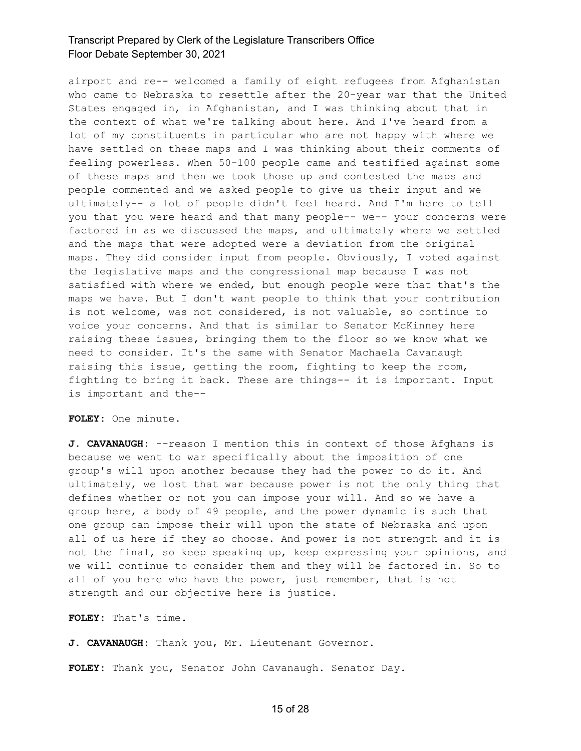airport and re-- welcomed a family of eight refugees from Afghanistan who came to Nebraska to resettle after the 20-year war that the United States engaged in, in Afghanistan, and I was thinking about that in the context of what we're talking about here. And I've heard from a lot of my constituents in particular who are not happy with where we have settled on these maps and I was thinking about their comments of feeling powerless. When 50-100 people came and testified against some of these maps and then we took those up and contested the maps and people commented and we asked people to give us their input and we ultimately-- a lot of people didn't feel heard. And I'm here to tell you that you were heard and that many people-- we-- your concerns were factored in as we discussed the maps, and ultimately where we settled and the maps that were adopted were a deviation from the original maps. They did consider input from people. Obviously, I voted against the legislative maps and the congressional map because I was not satisfied with where we ended, but enough people were that that's the maps we have. But I don't want people to think that your contribution is not welcome, was not considered, is not valuable, so continue to voice your concerns. And that is similar to Senator McKinney here raising these issues, bringing them to the floor so we know what we need to consider. It's the same with Senator Machaela Cavanaugh raising this issue, getting the room, fighting to keep the room, fighting to bring it back. These are things-- it is important. Input is important and the--

**FOLEY:** One minute.

**J. CAVANAUGH:** --reason I mention this in context of those Afghans is because we went to war specifically about the imposition of one group's will upon another because they had the power to do it. And ultimately, we lost that war because power is not the only thing that defines whether or not you can impose your will. And so we have a group here, a body of 49 people, and the power dynamic is such that one group can impose their will upon the state of Nebraska and upon all of us here if they so choose. And power is not strength and it is not the final, so keep speaking up, keep expressing your opinions, and we will continue to consider them and they will be factored in. So to all of you here who have the power, just remember, that is not strength and our objective here is justice.

**FOLEY:** That's time.

**J. CAVANAUGH:** Thank you, Mr. Lieutenant Governor.

**FOLEY:** Thank you, Senator John Cavanaugh. Senator Day.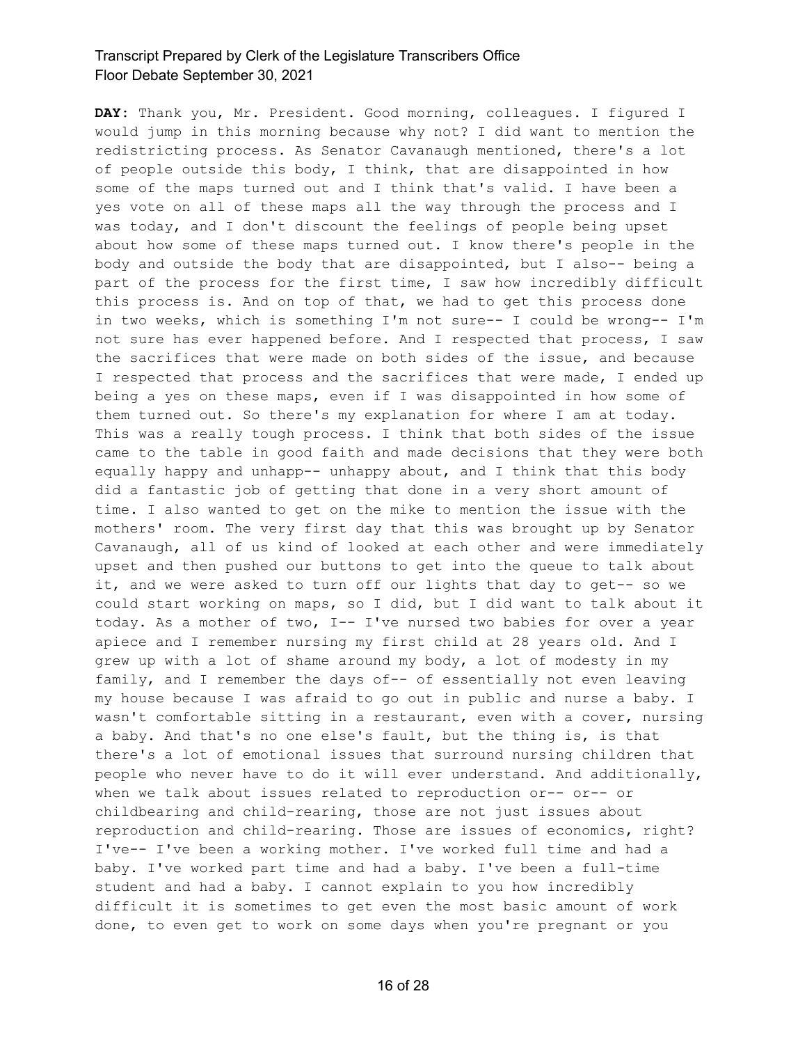**DAY:** Thank you, Mr. President. Good morning, colleagues. I figured I would jump in this morning because why not? I did want to mention the redistricting process. As Senator Cavanaugh mentioned, there's a lot of people outside this body, I think, that are disappointed in how some of the maps turned out and I think that's valid. I have been a yes vote on all of these maps all the way through the process and I was today, and I don't discount the feelings of people being upset about how some of these maps turned out. I know there's people in the body and outside the body that are disappointed, but I also-- being a part of the process for the first time, I saw how incredibly difficult this process is. And on top of that, we had to get this process done in two weeks, which is something I'm not sure-- I could be wrong-- I'm not sure has ever happened before. And I respected that process, I saw the sacrifices that were made on both sides of the issue, and because I respected that process and the sacrifices that were made, I ended up being a yes on these maps, even if I was disappointed in how some of them turned out. So there's my explanation for where I am at today. This was a really tough process. I think that both sides of the issue came to the table in good faith and made decisions that they were both equally happy and unhapp-- unhappy about, and I think that this body did a fantastic job of getting that done in a very short amount of time. I also wanted to get on the mike to mention the issue with the mothers' room. The very first day that this was brought up by Senator Cavanaugh, all of us kind of looked at each other and were immediately upset and then pushed our buttons to get into the queue to talk about it, and we were asked to turn off our lights that day to get-- so we could start working on maps, so I did, but I did want to talk about it today. As a mother of two, I-- I've nursed two babies for over a year apiece and I remember nursing my first child at 28 years old. And I grew up with a lot of shame around my body, a lot of modesty in my family, and I remember the days of-- of essentially not even leaving my house because I was afraid to go out in public and nurse a baby. I wasn't comfortable sitting in a restaurant, even with a cover, nursing a baby. And that's no one else's fault, but the thing is, is that there's a lot of emotional issues that surround nursing children that people who never have to do it will ever understand. And additionally, when we talk about issues related to reproduction or-- or-- or childbearing and child-rearing, those are not just issues about reproduction and child-rearing. Those are issues of economics, right? I've-- I've been a working mother. I've worked full time and had a baby. I've worked part time and had a baby. I've been a full-time student and had a baby. I cannot explain to you how incredibly difficult it is sometimes to get even the most basic amount of work done, to even get to work on some days when you're pregnant or you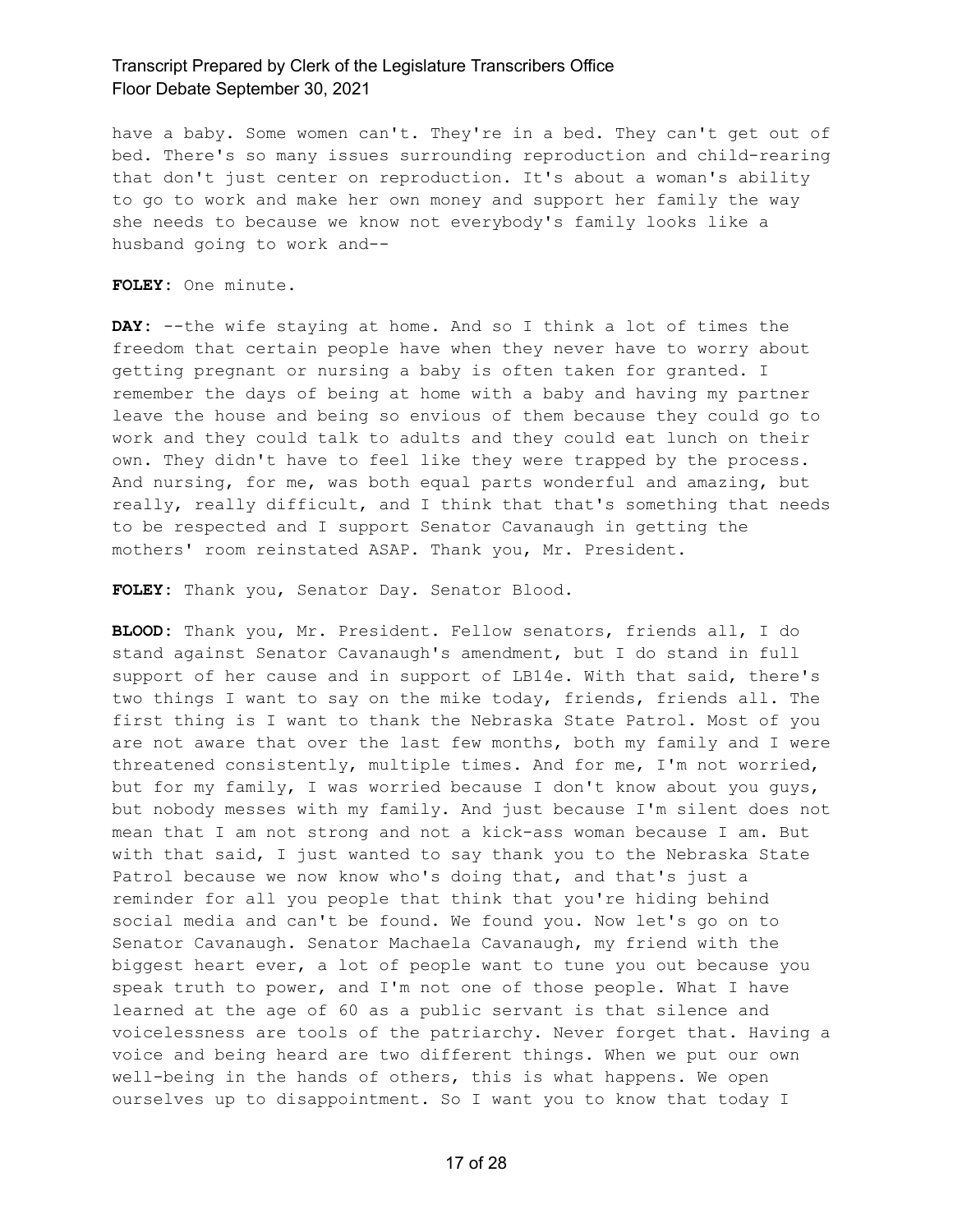have a baby. Some women can't. They're in a bed. They can't get out of bed. There's so many issues surrounding reproduction and child-rearing that don't just center on reproduction. It's about a woman's ability to go to work and make her own money and support her family the way she needs to because we know not everybody's family looks like a husband going to work and--

**FOLEY:** One minute.

**DAY:** --the wife staying at home. And so I think a lot of times the freedom that certain people have when they never have to worry about getting pregnant or nursing a baby is often taken for granted. I remember the days of being at home with a baby and having my partner leave the house and being so envious of them because they could go to work and they could talk to adults and they could eat lunch on their own. They didn't have to feel like they were trapped by the process. And nursing, for me, was both equal parts wonderful and amazing, but really, really difficult, and I think that that's something that needs to be respected and I support Senator Cavanaugh in getting the mothers' room reinstated ASAP. Thank you, Mr. President.

**FOLEY:** Thank you, Senator Day. Senator Blood.

**BLOOD:** Thank you, Mr. President. Fellow senators, friends all, I do stand against Senator Cavanaugh's amendment, but I do stand in full support of her cause and in support of LB14e. With that said, there's two things I want to say on the mike today, friends, friends all. The first thing is I want to thank the Nebraska State Patrol. Most of you are not aware that over the last few months, both my family and I were threatened consistently, multiple times. And for me, I'm not worried, but for my family, I was worried because I don't know about you guys, but nobody messes with my family. And just because I'm silent does not mean that I am not strong and not a kick-ass woman because I am. But with that said, I just wanted to say thank you to the Nebraska State Patrol because we now know who's doing that, and that's just a reminder for all you people that think that you're hiding behind social media and can't be found. We found you. Now let's go on to Senator Cavanaugh. Senator Machaela Cavanaugh, my friend with the biggest heart ever, a lot of people want to tune you out because you speak truth to power, and I'm not one of those people. What I have learned at the age of 60 as a public servant is that silence and voicelessness are tools of the patriarchy. Never forget that. Having a voice and being heard are two different things. When we put our own well-being in the hands of others, this is what happens. We open ourselves up to disappointment. So I want you to know that today I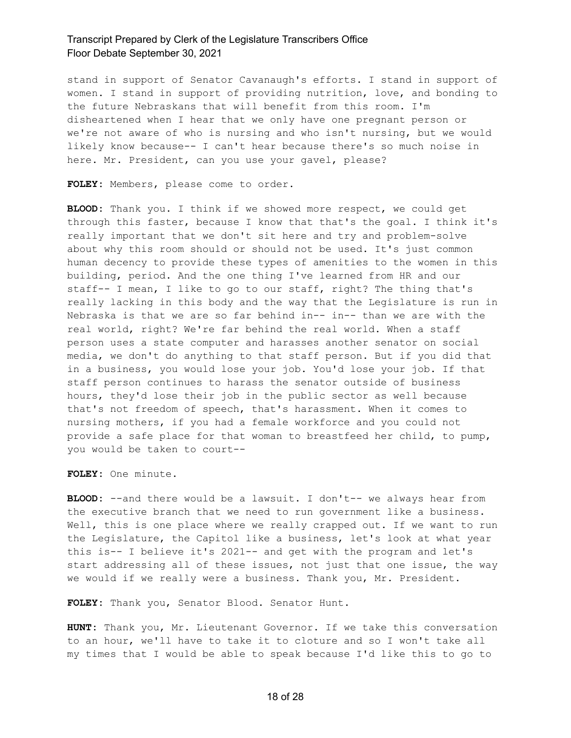stand in support of Senator Cavanaugh's efforts. I stand in support of women. I stand in support of providing nutrition, love, and bonding to the future Nebraskans that will benefit from this room. I'm disheartened when I hear that we only have one pregnant person or we're not aware of who is nursing and who isn't nursing, but we would likely know because-- I can't hear because there's so much noise in here. Mr. President, can you use your gavel, please?

**FOLEY:** Members, please come to order.

**BLOOD:** Thank you. I think if we showed more respect, we could get through this faster, because I know that that's the goal. I think it's really important that we don't sit here and try and problem-solve about why this room should or should not be used. It's just common human decency to provide these types of amenities to the women in this building, period. And the one thing I've learned from HR and our staff-- I mean, I like to go to our staff, right? The thing that's really lacking in this body and the way that the Legislature is run in Nebraska is that we are so far behind in-- in-- than we are with the real world, right? We're far behind the real world. When a staff person uses a state computer and harasses another senator on social media, we don't do anything to that staff person. But if you did that in a business, you would lose your job. You'd lose your job. If that staff person continues to harass the senator outside of business hours, they'd lose their job in the public sector as well because that's not freedom of speech, that's harassment. When it comes to nursing mothers, if you had a female workforce and you could not provide a safe place for that woman to breastfeed her child, to pump, you would be taken to court--

**FOLEY:** One minute.

**BLOOD:** --and there would be a lawsuit. I don't-- we always hear from the executive branch that we need to run government like a business. Well, this is one place where we really crapped out. If we want to run the Legislature, the Capitol like a business, let's look at what year this is-- I believe it's 2021-- and get with the program and let's start addressing all of these issues, not just that one issue, the way we would if we really were a business. Thank you, Mr. President.

**FOLEY:** Thank you, Senator Blood. Senator Hunt.

**HUNT:** Thank you, Mr. Lieutenant Governor. If we take this conversation to an hour, we'll have to take it to cloture and so I won't take all my times that I would be able to speak because I'd like this to go to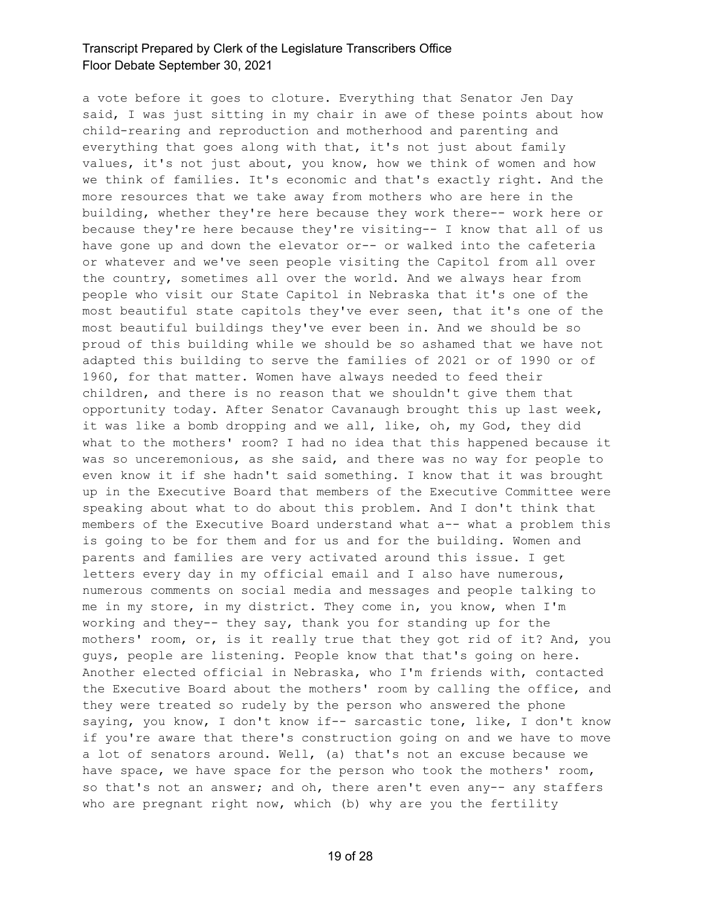a vote before it goes to cloture. Everything that Senator Jen Day said, I was just sitting in my chair in awe of these points about how child-rearing and reproduction and motherhood and parenting and everything that goes along with that, it's not just about family values, it's not just about, you know, how we think of women and how we think of families. It's economic and that's exactly right. And the more resources that we take away from mothers who are here in the building, whether they're here because they work there-- work here or because they're here because they're visiting-- I know that all of us have gone up and down the elevator or-- or walked into the cafeteria or whatever and we've seen people visiting the Capitol from all over the country, sometimes all over the world. And we always hear from people who visit our State Capitol in Nebraska that it's one of the most beautiful state capitols they've ever seen, that it's one of the most beautiful buildings they've ever been in. And we should be so proud of this building while we should be so ashamed that we have not adapted this building to serve the families of 2021 or of 1990 or of 1960, for that matter. Women have always needed to feed their children, and there is no reason that we shouldn't give them that opportunity today. After Senator Cavanaugh brought this up last week, it was like a bomb dropping and we all, like, oh, my God, they did what to the mothers' room? I had no idea that this happened because it was so unceremonious, as she said, and there was no way for people to even know it if she hadn't said something. I know that it was brought up in the Executive Board that members of the Executive Committee were speaking about what to do about this problem. And I don't think that members of the Executive Board understand what a-- what a problem this is going to be for them and for us and for the building. Women and parents and families are very activated around this issue. I get letters every day in my official email and I also have numerous, numerous comments on social media and messages and people talking to me in my store, in my district. They come in, you know, when I'm working and they-- they say, thank you for standing up for the mothers' room, or, is it really true that they got rid of it? And, you guys, people are listening. People know that that's going on here. Another elected official in Nebraska, who I'm friends with, contacted the Executive Board about the mothers' room by calling the office, and they were treated so rudely by the person who answered the phone saying, you know, I don't know if-- sarcastic tone, like, I don't know if you're aware that there's construction going on and we have to move a lot of senators around. Well, (a) that's not an excuse because we have space, we have space for the person who took the mothers' room, so that's not an answer; and oh, there aren't even any-- any staffers who are pregnant right now, which (b) why are you the fertility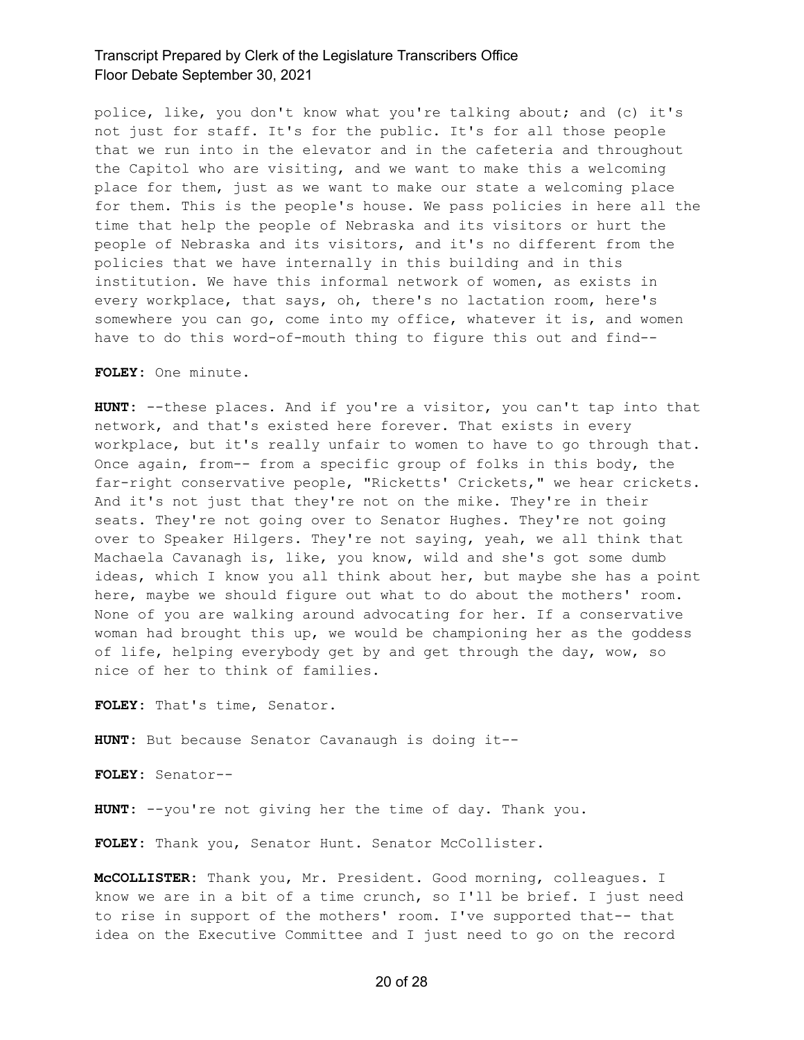police, like, you don't know what you're talking about; and (c) it's not just for staff. It's for the public. It's for all those people that we run into in the elevator and in the cafeteria and throughout the Capitol who are visiting, and we want to make this a welcoming place for them, just as we want to make our state a welcoming place for them. This is the people's house. We pass policies in here all the time that help the people of Nebraska and its visitors or hurt the people of Nebraska and its visitors, and it's no different from the policies that we have internally in this building and in this institution. We have this informal network of women, as exists in every workplace, that says, oh, there's no lactation room, here's somewhere you can go, come into my office, whatever it is, and women have to do this word-of-mouth thing to figure this out and find--

**FOLEY:** One minute.

**HUNT:** --these places. And if you're a visitor, you can't tap into that network, and that's existed here forever. That exists in every workplace, but it's really unfair to women to have to go through that. Once again, from-- from a specific group of folks in this body, the far-right conservative people, "Ricketts' Crickets," we hear crickets. And it's not just that they're not on the mike. They're in their seats. They're not going over to Senator Hughes. They're not going over to Speaker Hilgers. They're not saying, yeah, we all think that Machaela Cavanagh is, like, you know, wild and she's got some dumb ideas, which I know you all think about her, but maybe she has a point here, maybe we should figure out what to do about the mothers' room. None of you are walking around advocating for her. If a conservative woman had brought this up, we would be championing her as the goddess of life, helping everybody get by and get through the day, wow, so nice of her to think of families.

**FOLEY:** That's time, Senator.

**HUNT:** But because Senator Cavanaugh is doing it--

**FOLEY:** Senator--

**HUNT:** --you're not giving her the time of day. Thank you.

**FOLEY:** Thank you, Senator Hunt. Senator McCollister.

**McCOLLISTER:** Thank you, Mr. President. Good morning, colleagues. I know we are in a bit of a time crunch, so I'll be brief. I just need to rise in support of the mothers' room. I've supported that-- that idea on the Executive Committee and I just need to go on the record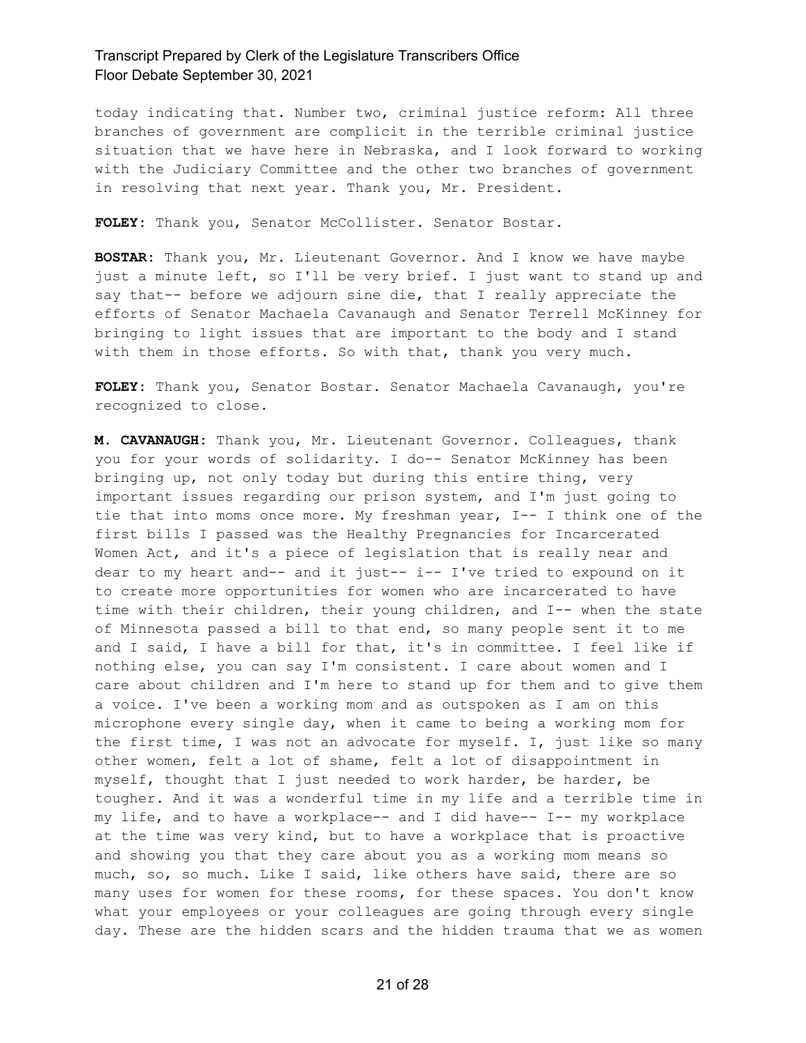today indicating that. Number two, criminal justice reform: All three branches of government are complicit in the terrible criminal justice situation that we have here in Nebraska, and I look forward to working with the Judiciary Committee and the other two branches of government in resolving that next year. Thank you, Mr. President.

**FOLEY:** Thank you, Senator McCollister. Senator Bostar.

**BOSTAR:** Thank you, Mr. Lieutenant Governor. And I know we have maybe just a minute left, so I'll be very brief. I just want to stand up and say that-- before we adjourn sine die, that I really appreciate the efforts of Senator Machaela Cavanaugh and Senator Terrell McKinney for bringing to light issues that are important to the body and I stand with them in those efforts. So with that, thank you very much.

**FOLEY:** Thank you, Senator Bostar. Senator Machaela Cavanaugh, you're recognized to close.

**M. CAVANAUGH:** Thank you, Mr. Lieutenant Governor. Colleagues, thank you for your words of solidarity. I do-- Senator McKinney has been bringing up, not only today but during this entire thing, very important issues regarding our prison system, and I'm just going to tie that into moms once more. My freshman year, I-- I think one of the first bills I passed was the Healthy Pregnancies for Incarcerated Women Act, and it's a piece of legislation that is really near and dear to my heart and-- and it just-- i-- I've tried to expound on it to create more opportunities for women who are incarcerated to have time with their children, their young children, and I-- when the state of Minnesota passed a bill to that end, so many people sent it to me and I said, I have a bill for that, it's in committee. I feel like if nothing else, you can say I'm consistent. I care about women and I care about children and I'm here to stand up for them and to give them a voice. I've been a working mom and as outspoken as I am on this microphone every single day, when it came to being a working mom for the first time, I was not an advocate for myself. I, just like so many other women, felt a lot of shame, felt a lot of disappointment in myself, thought that I just needed to work harder, be harder, be tougher. And it was a wonderful time in my life and a terrible time in my life, and to have a workplace-- and I did have-- I-- my workplace at the time was very kind, but to have a workplace that is proactive and showing you that they care about you as a working mom means so much, so, so much. Like I said, like others have said, there are so many uses for women for these rooms, for these spaces. You don't know what your employees or your colleagues are going through every single day. These are the hidden scars and the hidden trauma that we as women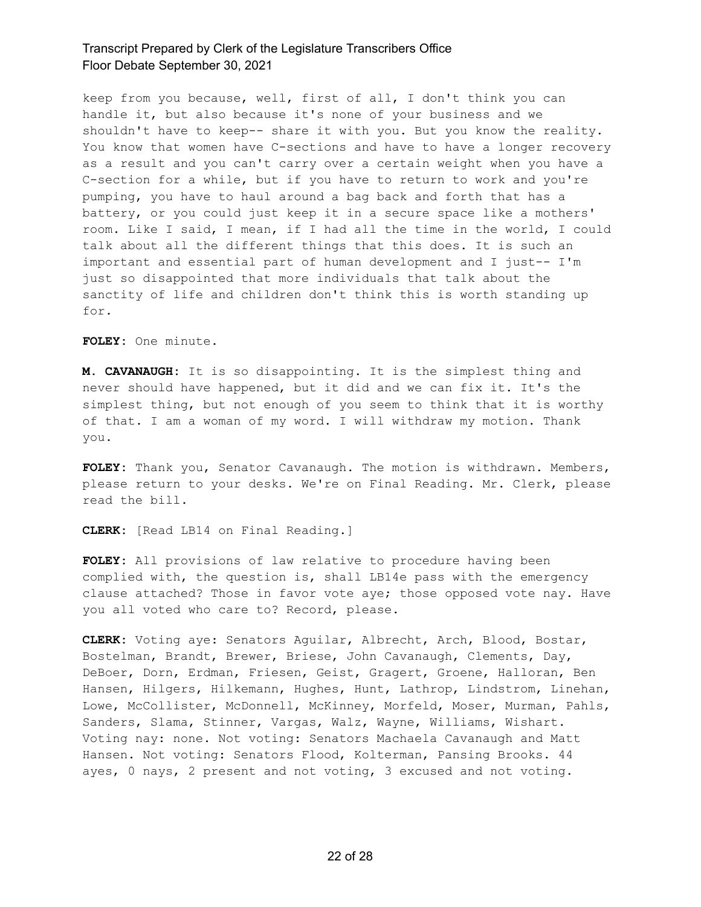keep from you because, well, first of all, I don't think you can handle it, but also because it's none of your business and we shouldn't have to keep-- share it with you. But you know the reality. You know that women have C-sections and have to have a longer recovery as a result and you can't carry over a certain weight when you have a C-section for a while, but if you have to return to work and you're pumping, you have to haul around a bag back and forth that has a battery, or you could just keep it in a secure space like a mothers' room. Like I said, I mean, if I had all the time in the world, I could talk about all the different things that this does. It is such an important and essential part of human development and I just-- I'm just so disappointed that more individuals that talk about the sanctity of life and children don't think this is worth standing up for.

**FOLEY:** One minute.

**M. CAVANAUGH:** It is so disappointing. It is the simplest thing and never should have happened, but it did and we can fix it. It's the simplest thing, but not enough of you seem to think that it is worthy of that. I am a woman of my word. I will withdraw my motion. Thank you.

**FOLEY:** Thank you, Senator Cavanaugh. The motion is withdrawn. Members, please return to your desks. We're on Final Reading. Mr. Clerk, please read the bill.

**CLERK:** [Read LB14 on Final Reading.]

**FOLEY:** All provisions of law relative to procedure having been complied with, the question is, shall LB14e pass with the emergency clause attached? Those in favor vote aye; those opposed vote nay. Have you all voted who care to? Record, please.

**CLERK:** Voting aye: Senators Aguilar, Albrecht, Arch, Blood, Bostar, Bostelman, Brandt, Brewer, Briese, John Cavanaugh, Clements, Day, DeBoer, Dorn, Erdman, Friesen, Geist, Gragert, Groene, Halloran, Ben Hansen, Hilgers, Hilkemann, Hughes, Hunt, Lathrop, Lindstrom, Linehan, Lowe, McCollister, McDonnell, McKinney, Morfeld, Moser, Murman, Pahls, Sanders, Slama, Stinner, Vargas, Walz, Wayne, Williams, Wishart. Voting nay: none. Not voting: Senators Machaela Cavanaugh and Matt Hansen. Not voting: Senators Flood, Kolterman, Pansing Brooks. 44 ayes, 0 nays, 2 present and not voting, 3 excused and not voting.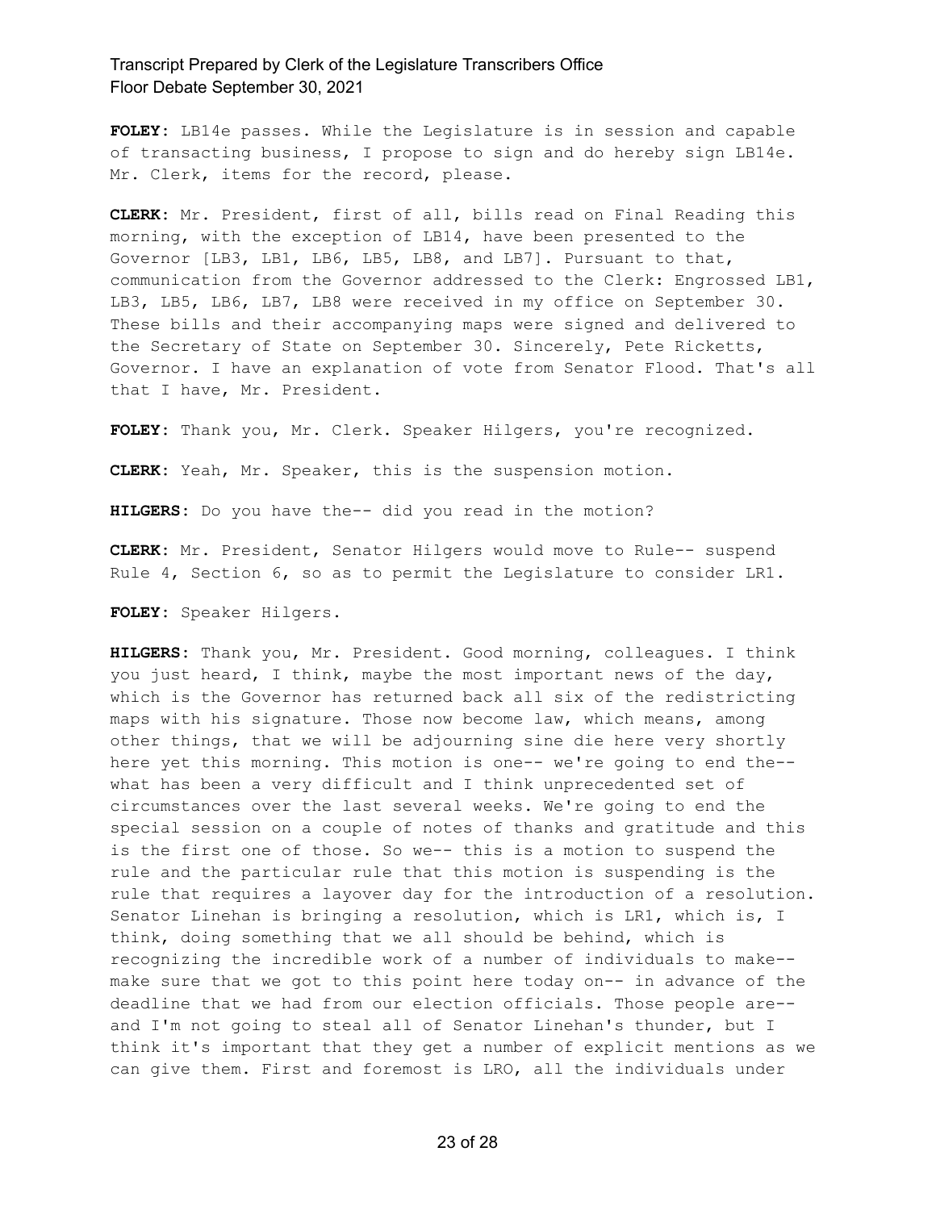**FOLEY:** LB14e passes. While the Legislature is in session and capable of transacting business, I propose to sign and do hereby sign LB14e. Mr. Clerk, items for the record, please.

**CLERK:** Mr. President, first of all, bills read on Final Reading this morning, with the exception of LB14, have been presented to the Governor [LB3, LB1, LB6, LB5, LB8, and LB7]. Pursuant to that, communication from the Governor addressed to the Clerk: Engrossed LB1, LB3, LB5, LB6, LB7, LB8 were received in my office on September 30. These bills and their accompanying maps were signed and delivered to the Secretary of State on September 30. Sincerely, Pete Ricketts, Governor. I have an explanation of vote from Senator Flood. That's all that I have, Mr. President.

**FOLEY:** Thank you, Mr. Clerk. Speaker Hilgers, you're recognized.

**CLERK:** Yeah, Mr. Speaker, this is the suspension motion.

**HILGERS:** Do you have the-- did you read in the motion?

**CLERK:** Mr. President, Senator Hilgers would move to Rule-- suspend Rule 4, Section 6, so as to permit the Legislature to consider LR1.

**FOLEY:** Speaker Hilgers.

**HILGERS:** Thank you, Mr. President. Good morning, colleagues. I think you just heard, I think, maybe the most important news of the day, which is the Governor has returned back all six of the redistricting maps with his signature. Those now become law, which means, among other things, that we will be adjourning sine die here very shortly here yet this morning. This motion is one-- we're going to end the-- what has been a very difficult and I think unprecedented set of circumstances over the last several weeks. We're going to end the special session on a couple of notes of thanks and gratitude and this is the first one of those. So we-- this is a motion to suspend the rule and the particular rule that this motion is suspending is the rule that requires a layover day for the introduction of a resolution. Senator Linehan is bringing a resolution, which is LR1, which is, I think, doing something that we all should be behind, which is recognizing the incredible work of a number of individuals to make-- make sure that we got to this point here today on-- in advance of the deadline that we had from our election officials. Those people are-- and I'm not going to steal all of Senator Linehan's thunder, but I think it's important that they get a number of explicit mentions as we can give them. First and foremost is LRO, all the individuals under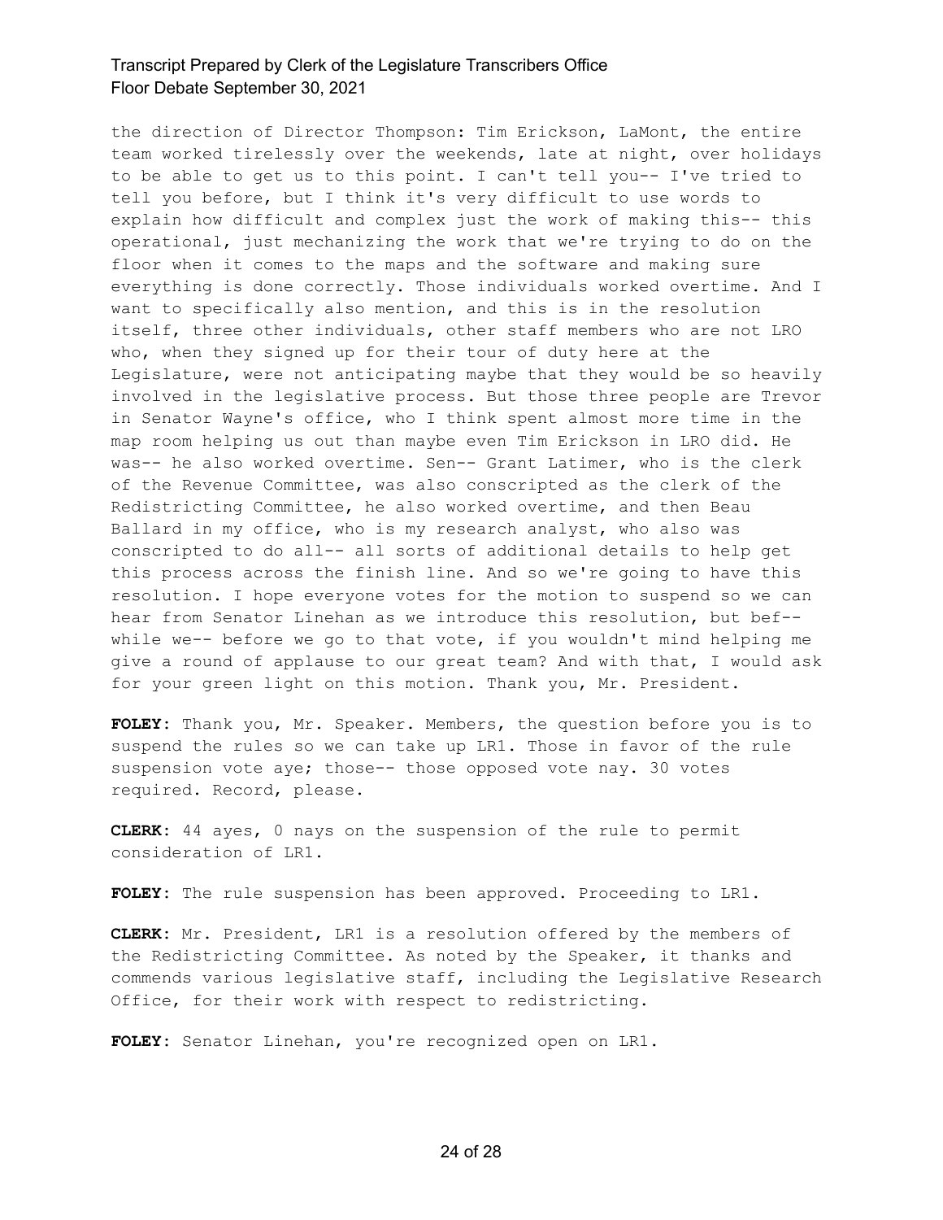the direction of Director Thompson: Tim Erickson, LaMont, the entire team worked tirelessly over the weekends, late at night, over holidays to be able to get us to this point. I can't tell you-- I've tried to tell you before, but I think it's very difficult to use words to explain how difficult and complex just the work of making this-- this operational, just mechanizing the work that we're trying to do on the floor when it comes to the maps and the software and making sure everything is done correctly. Those individuals worked overtime. And I want to specifically also mention, and this is in the resolution itself, three other individuals, other staff members who are not LRO who, when they signed up for their tour of duty here at the Legislature, were not anticipating maybe that they would be so heavily involved in the legislative process. But those three people are Trevor in Senator Wayne's office, who I think spent almost more time in the map room helping us out than maybe even Tim Erickson in LRO did. He was-- he also worked overtime. Sen-- Grant Latimer, who is the clerk of the Revenue Committee, was also conscripted as the clerk of the Redistricting Committee, he also worked overtime, and then Beau Ballard in my office, who is my research analyst, who also was conscripted to do all-- all sorts of additional details to help get this process across the finish line. And so we're going to have this resolution. I hope everyone votes for the motion to suspend so we can hear from Senator Linehan as we introduce this resolution, but bef-- while we-- before we go to that vote, if you wouldn't mind helping me give a round of applause to our great team? And with that, I would ask for your green light on this motion. Thank you, Mr. President.

**FOLEY:** Thank you, Mr. Speaker. Members, the question before you is to suspend the rules so we can take up LR1. Those in favor of the rule suspension vote aye; those-- those opposed vote nay. 30 votes required. Record, please.

**CLERK:** 44 ayes, 0 nays on the suspension of the rule to permit consideration of LR1.

**FOLEY:** The rule suspension has been approved. Proceeding to LR1.

**CLERK:** Mr. President, LR1 is a resolution offered by the members of the Redistricting Committee. As noted by the Speaker, it thanks and commends various legislative staff, including the Legislative Research Office, for their work with respect to redistricting.

**FOLEY:** Senator Linehan, you're recognized open on LR1.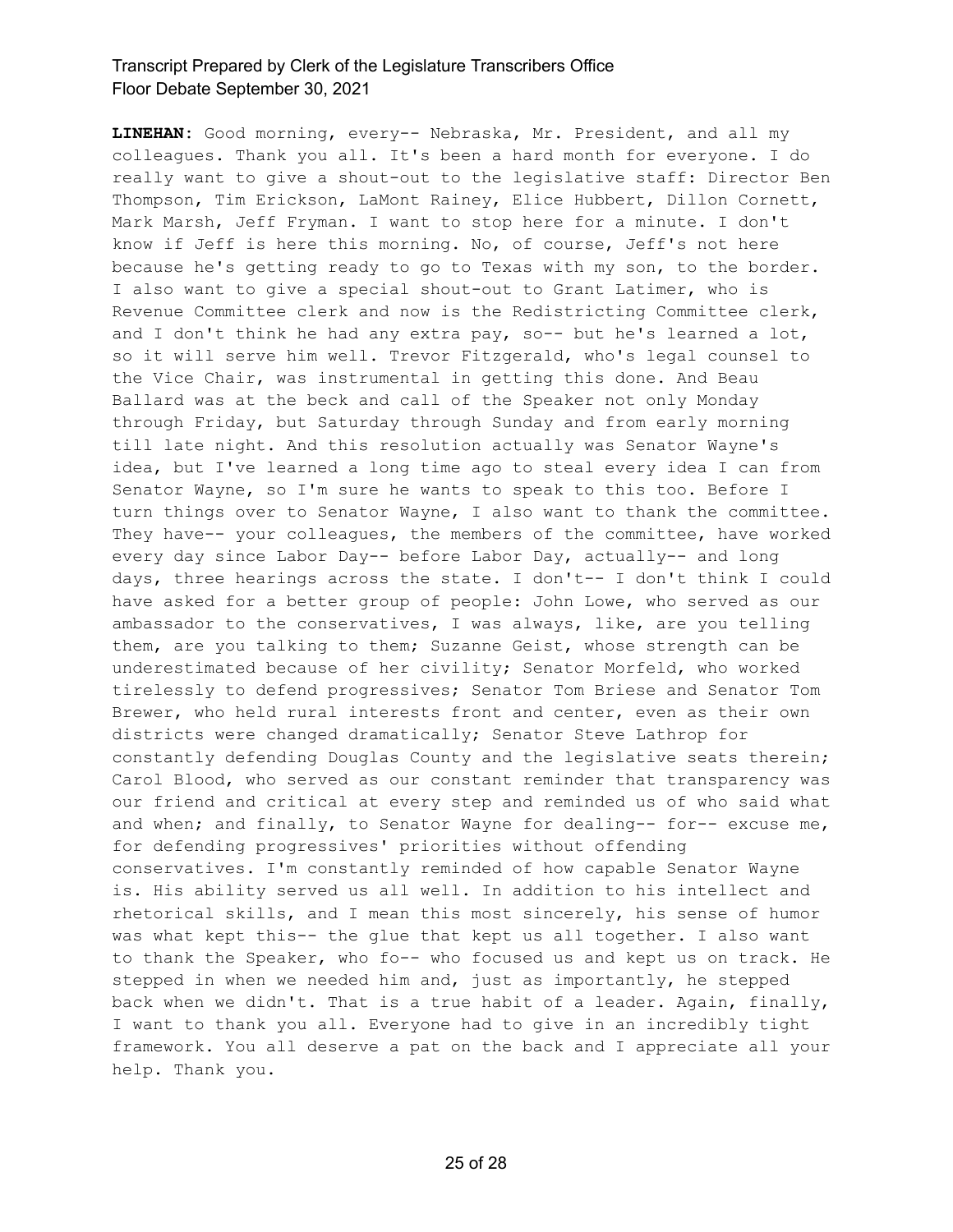**LINEHAN:** Good morning, every-- Nebraska, Mr. President, and all my colleagues. Thank you all. It's been a hard month for everyone. I do really want to give a shout-out to the legislative staff: Director Ben Thompson, Tim Erickson, LaMont Rainey, Elice Hubbert, Dillon Cornett, Mark Marsh, Jeff Fryman. I want to stop here for a minute. I don't know if Jeff is here this morning. No, of course, Jeff's not here because he's getting ready to go to Texas with my son, to the border. I also want to give a special shout-out to Grant Latimer, who is Revenue Committee clerk and now is the Redistricting Committee clerk, and I don't think he had any extra pay, so-- but he's learned a lot, so it will serve him well. Trevor Fitzgerald, who's legal counsel to the Vice Chair, was instrumental in getting this done. And Beau Ballard was at the beck and call of the Speaker not only Monday through Friday, but Saturday through Sunday and from early morning till late night. And this resolution actually was Senator Wayne's idea, but I've learned a long time ago to steal every idea I can from Senator Wayne, so I'm sure he wants to speak to this too. Before I turn things over to Senator Wayne, I also want to thank the committee. They have-- your colleagues, the members of the committee, have worked every day since Labor Day-- before Labor Day, actually-- and long days, three hearings across the state. I don't-- I don't think I could have asked for a better group of people: John Lowe, who served as our ambassador to the conservatives, I was always, like, are you telling them, are you talking to them; Suzanne Geist, whose strength can be underestimated because of her civility; Senator Morfeld, who worked tirelessly to defend progressives; Senator Tom Briese and Senator Tom Brewer, who held rural interests front and center, even as their own districts were changed dramatically; Senator Steve Lathrop for constantly defending Douglas County and the legislative seats therein; Carol Blood, who served as our constant reminder that transparency was our friend and critical at every step and reminded us of who said what and when; and finally, to Senator Wayne for dealing-- for-- excuse me, for defending progressives' priorities without offending conservatives. I'm constantly reminded of how capable Senator Wayne is. His ability served us all well. In addition to his intellect and rhetorical skills, and I mean this most sincerely, his sense of humor was what kept this-- the glue that kept us all together. I also want to thank the Speaker, who fo-- who focused us and kept us on track. He stepped in when we needed him and, just as importantly, he stepped back when we didn't. That is a true habit of a leader. Again, finally, I want to thank you all. Everyone had to give in an incredibly tight framework. You all deserve a pat on the back and I appreciate all your help. Thank you.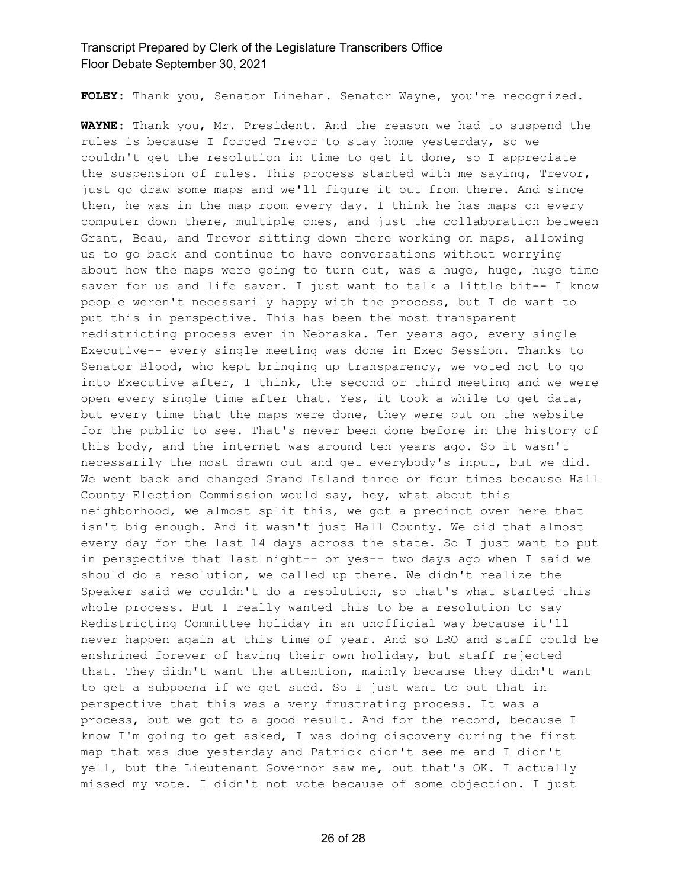**FOLEY:** Thank you, Senator Linehan. Senator Wayne, you're recognized.

**WAYNE:** Thank you, Mr. President. And the reason we had to suspend the rules is because I forced Trevor to stay home yesterday, so we couldn't get the resolution in time to get it done, so I appreciate the suspension of rules. This process started with me saying, Trevor, just go draw some maps and we'll figure it out from there. And since then, he was in the map room every day. I think he has maps on every computer down there, multiple ones, and just the collaboration between Grant, Beau, and Trevor sitting down there working on maps, allowing us to go back and continue to have conversations without worrying about how the maps were going to turn out, was a huge, huge, huge time saver for us and life saver. I just want to talk a little bit-- I know people weren't necessarily happy with the process, but I do want to put this in perspective. This has been the most transparent redistricting process ever in Nebraska. Ten years ago, every single Executive-- every single meeting was done in Exec Session. Thanks to Senator Blood, who kept bringing up transparency, we voted not to go into Executive after, I think, the second or third meeting and we were open every single time after that. Yes, it took a while to get data, but every time that the maps were done, they were put on the website for the public to see. That's never been done before in the history of this body, and the internet was around ten years ago. So it wasn't necessarily the most drawn out and get everybody's input, but we did. We went back and changed Grand Island three or four times because Hall County Election Commission would say, hey, what about this neighborhood, we almost split this, we got a precinct over here that isn't big enough. And it wasn't just Hall County. We did that almost every day for the last 14 days across the state. So I just want to put in perspective that last night-- or yes-- two days ago when I said we should do a resolution, we called up there. We didn't realize the Speaker said we couldn't do a resolution, so that's what started this whole process. But I really wanted this to be a resolution to say Redistricting Committee holiday in an unofficial way because it'll never happen again at this time of year. And so LRO and staff could be enshrined forever of having their own holiday, but staff rejected that. They didn't want the attention, mainly because they didn't want to get a subpoena if we get sued. So I just want to put that in perspective that this was a very frustrating process. It was a process, but we got to a good result. And for the record, because I know I'm going to get asked, I was doing discovery during the first map that was due yesterday and Patrick didn't see me and I didn't yell, but the Lieutenant Governor saw me, but that's OK. I actually missed my vote. I didn't not vote because of some objection. I just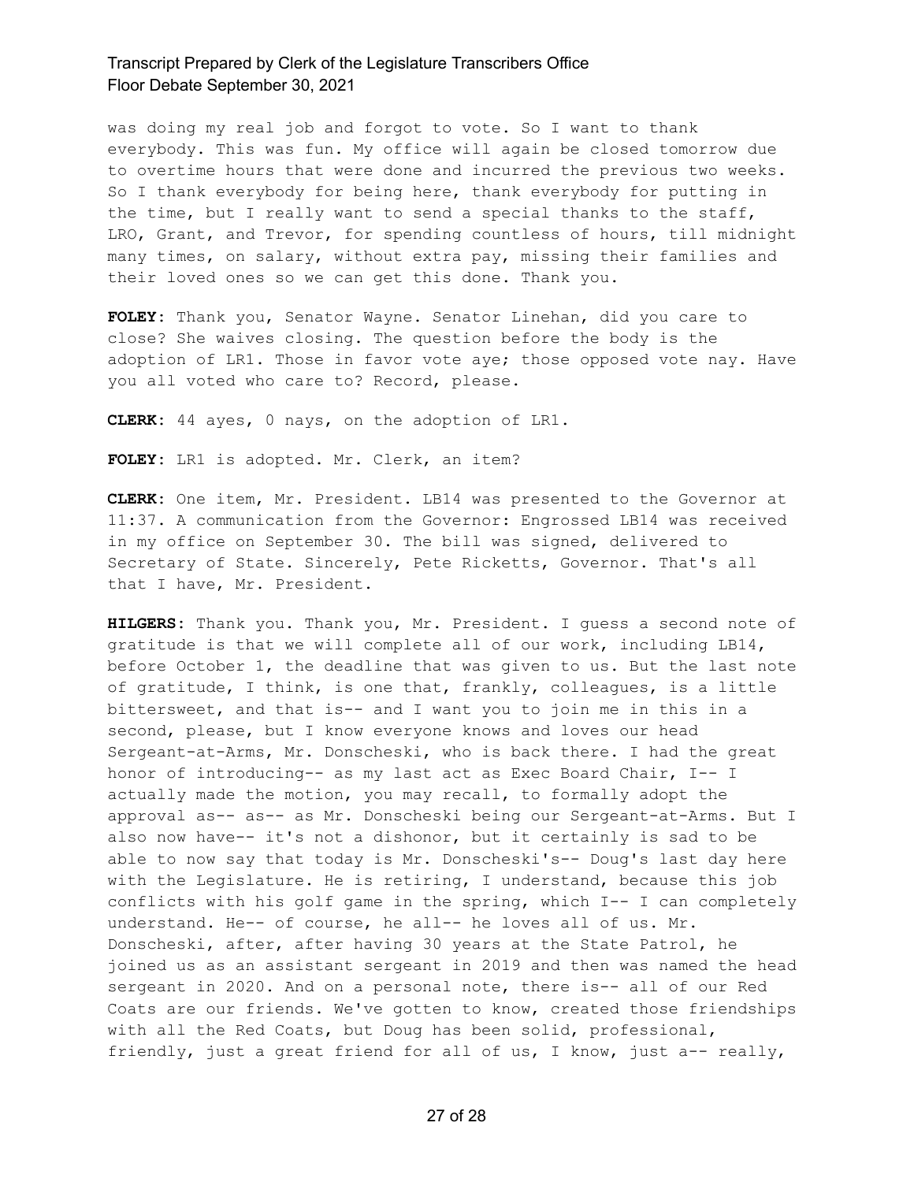was doing my real job and forgot to vote. So I want to thank everybody. This was fun. My office will again be closed tomorrow due to overtime hours that were done and incurred the previous two weeks. So I thank everybody for being here, thank everybody for putting in the time, but I really want to send a special thanks to the staff, LRO, Grant, and Trevor, for spending countless of hours, till midnight many times, on salary, without extra pay, missing their families and their loved ones so we can get this done. Thank you.

**FOLEY:** Thank you, Senator Wayne. Senator Linehan, did you care to close? She waives closing. The question before the body is the adoption of LR1. Those in favor vote aye; those opposed vote nay. Have you all voted who care to? Record, please.

**CLERK:** 44 ayes, 0 nays, on the adoption of LR1.

**FOLEY:** LR1 is adopted. Mr. Clerk, an item?

**CLERK:** One item, Mr. President. LB14 was presented to the Governor at 11:37. A communication from the Governor: Engrossed LB14 was received in my office on September 30. The bill was signed, delivered to Secretary of State. Sincerely, Pete Ricketts, Governor. That's all that I have, Mr. President.

**HILGERS:** Thank you. Thank you, Mr. President. I guess a second note of gratitude is that we will complete all of our work, including LB14, before October 1, the deadline that was given to us. But the last note of gratitude, I think, is one that, frankly, colleagues, is a little bittersweet, and that is-- and I want you to join me in this in a second, please, but I know everyone knows and loves our head Sergeant-at-Arms, Mr. Donscheski, who is back there. I had the great honor of introducing-- as my last act as Exec Board Chair, I-- I actually made the motion, you may recall, to formally adopt the approval as-- as-- as Mr. Donscheski being our Sergeant-at-Arms. But I also now have-- it's not a dishonor, but it certainly is sad to be able to now say that today is Mr. Donscheski's-- Doug's last day here with the Legislature. He is retiring, I understand, because this job conflicts with his golf game in the spring, which I-- I can completely understand. He-- of course, he all-- he loves all of us. Mr. Donscheski, after, after having 30 years at the State Patrol, he joined us as an assistant sergeant in 2019 and then was named the head sergeant in 2020. And on a personal note, there is-- all of our Red Coats are our friends. We've gotten to know, created those friendships with all the Red Coats, but Doug has been solid, professional, friendly, just a great friend for all of us, I know, just a-- really,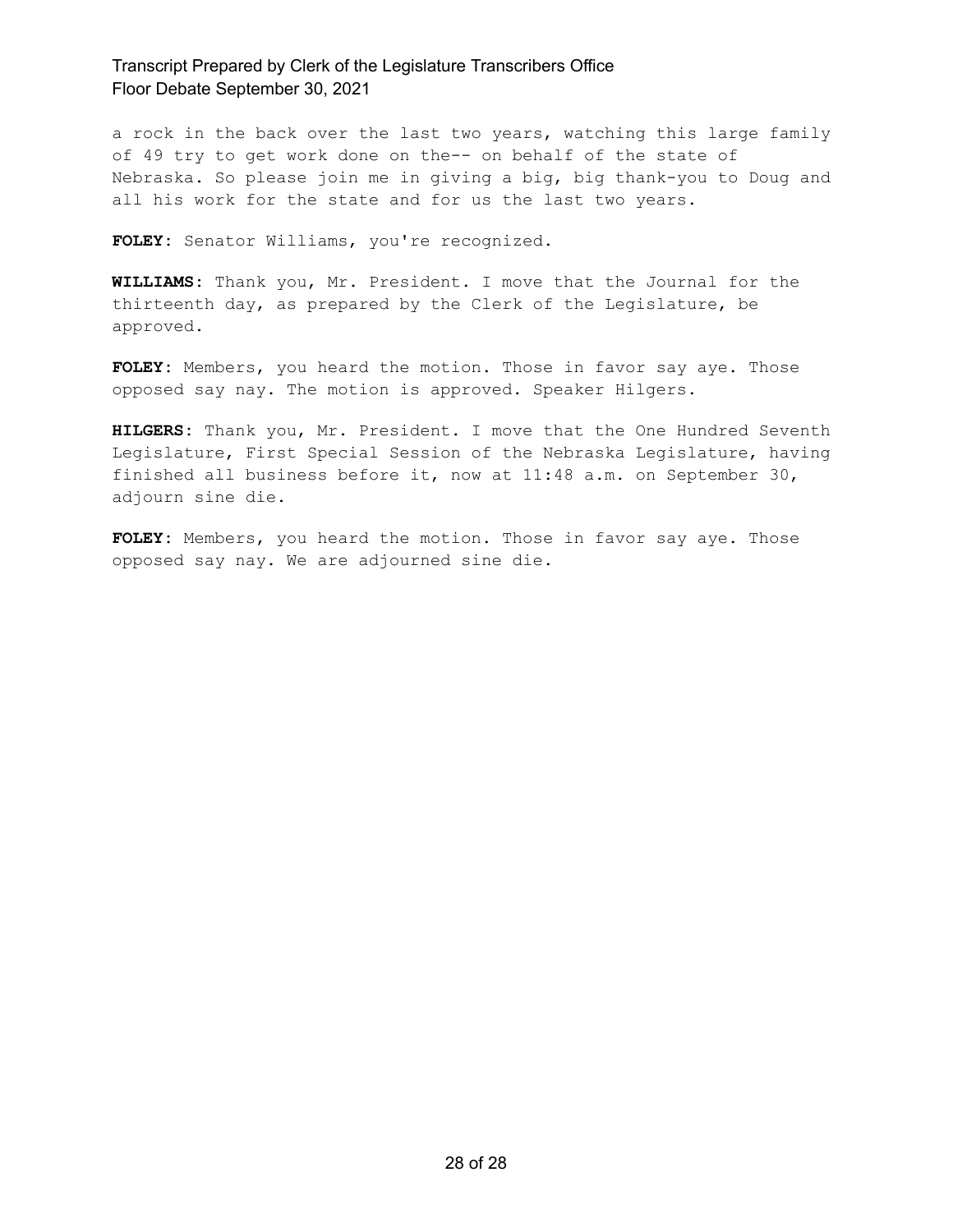a rock in the back over the last two years, watching this large family of 49 try to get work done on the-- on behalf of the state of Nebraska. So please join me in giving a big, big thank-you to Doug and all his work for the state and for us the last two years.

**FOLEY**: Senator Williams, you're recognized.

**WILLIAMS**: Thank you, Mr. President. I move that the Journal for the thirteenth day, as prepared by the Clerk of the Legislature, be approved.

**FOLEY**: Members, you heard the motion. Those in favor say aye. Those opposed say nay. The motion is approved. Speaker Hilgers.

**HILGERS**: Thank you, Mr. President. I move that the One Hundred Seventh Legislature, First Special Session of the Nebraska Legislature, having finished all business before it, now at 11:48 a.m. on September 30, adjourn sine die.

**FOLEY**: Members, you heard the motion. Those in favor say aye. Those opposed say nay. We are adjourned sine die.